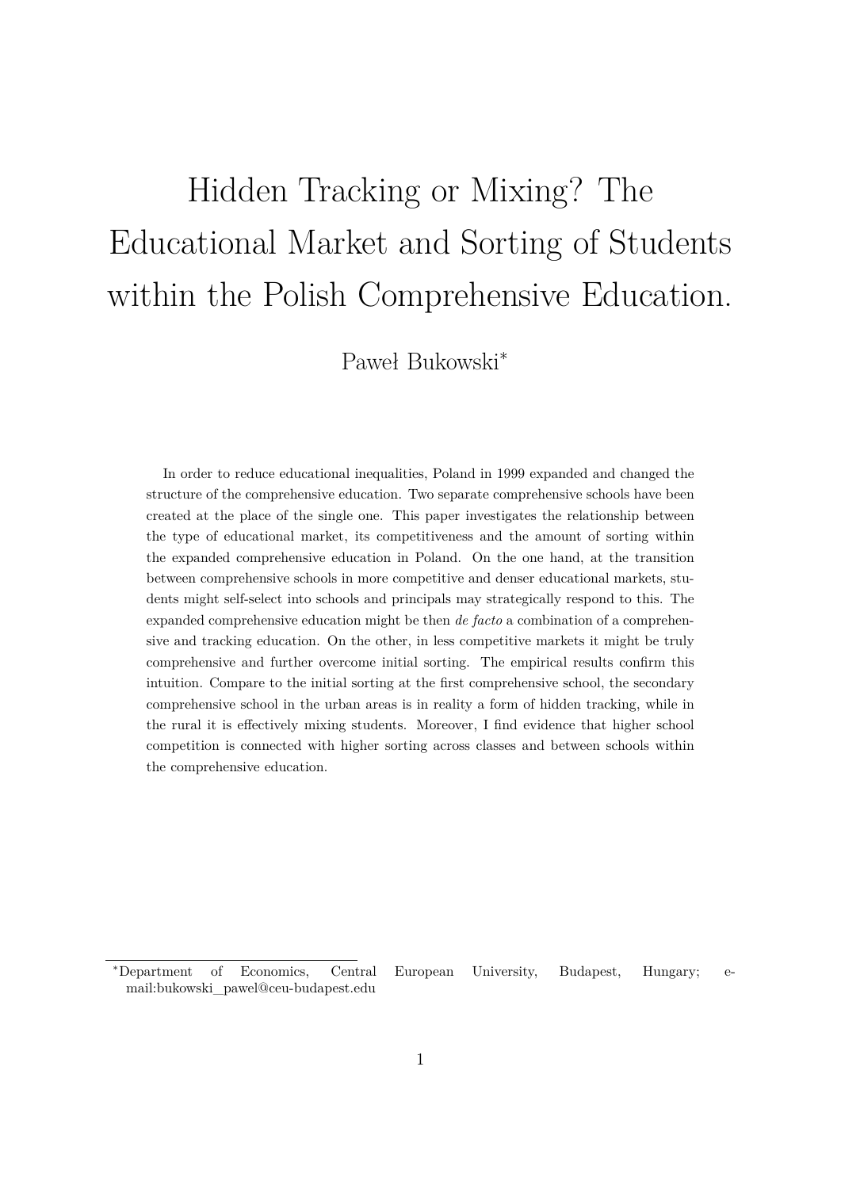# Hidden Tracking or Mixing? The Educational Market and Sorting of Students within the Polish Comprehensive Education.

Paweł Bukowski*

In order to reduce educational inequalities, Poland in 1999 expanded and changed the structure of the comprehensive education. Two separate comprehensive schools have been created at the place of the single one. This paper investigates the relationship between the type of educational market, its competitiveness and the amount of sorting within the expanded comprehensive education in Poland. On the one hand, at the transition between comprehensive schools in more competitive and denser educational markets, students might self-select into schools and principals may strategically respond to this. The expanded comprehensive education might be then *de facto* a combination of a comprehensive and tracking education. On the other, in less competitive markets it might be truly comprehensive and further overcome initial sorting. The empirical results confirm this intuition. Compare to the initial sorting at the first comprehensive school, the secondary comprehensive school in the urban areas is in reality a form of hidden tracking, while in the rural it is effectively mixing students. Moreover, I find evidence that higher school competition is connected with higher sorting across classes and between schools within the comprehensive education.

*Department of Economics, Central European University, Budapest, Hungary; e-mail:bukowski_pawel@ceu-budapest.edu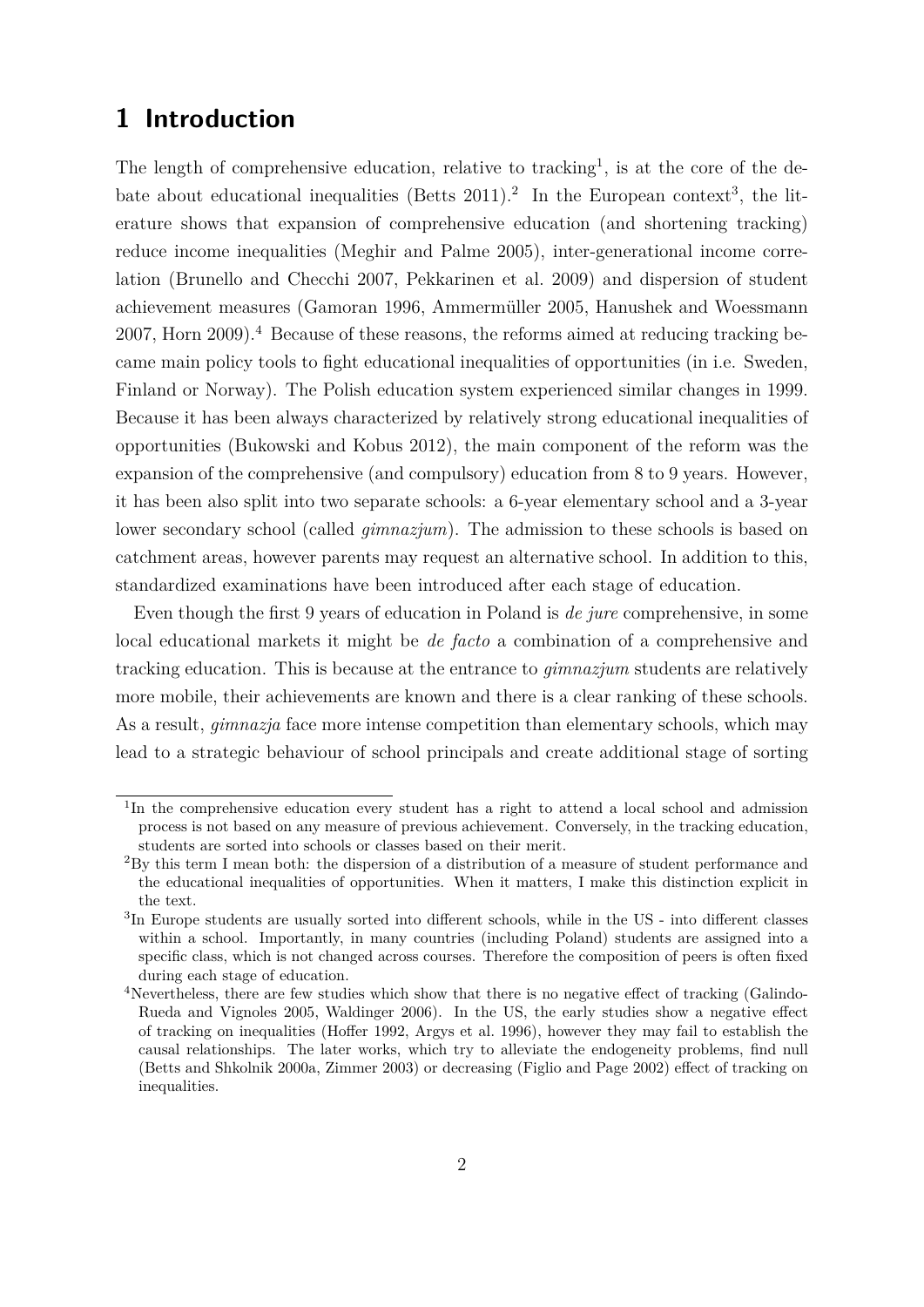# 1 Introduction

The length of comprehensive education, relative to tracking[1], is at the core of the debate about educational inequalities (Betts 2011).[2] In the European context[3], the literature shows that expansion of comprehensive education (and shortening tracking) reduce income inequalities (Meghir and Palme 2005), inter-generational income correlation (Brunello and Checchi 2007, Pekkarinen et al. 2009) and dispersion of student achievement measures (Gamoran 1996, Ammermüller 2005, Hanushek and Woessmann 2007, Horn 2009).[4] Because of these reasons, the reforms aimed at reducing tracking became main policy tools to fight educational inequalities of opportunities (in i.e. Sweden, Finland or Norway). The Polish education system experienced similar changes in 1999. Because it has been always characterized by relatively strong educational inequalities of opportunities (Bukowski and Kobus 2012), the main component of the reform was the expansion of the comprehensive (and compulsory) education from 8 to 9 years. However, it has been also split into two separate schools: a 6-year elementary school and a 3-year lower secondary school (called *gimnazjum*). The admission to these schools is based on catchment areas, however parents may request an alternative school. In addition to this, standardized examinations have been introduced after each stage of education.

Even though the first 9 years of education in Poland is *de jure* comprehensive, in some local educational markets it might be *de facto* a combination of a comprehensive and tracking education. This is because at the entrance to *gimnazjum* students are relatively more mobile, their achievements are known and there is a clear ranking of these schools. As a result, *gimnazja* face more intense competition than elementary schools, which may lead to a strategic behaviour of school principals and create additional stage of sorting

---

[1] In the comprehensive education every student has a right to attend a local school and admission process is not based on any measure of previous achievement. Conversely, in the tracking education, students are sorted into schools or classes based on their merit.

[2] By this term I mean both: the dispersion of a distribution of a measure of student performance and the educational inequalities of opportunities. When it matters, I make this distinction explicit in the text.

[3] In Europe students are usually sorted into different schools, while in the US - into different classes within a school. Importantly, in many countries (including Poland) students are assigned into a specific class, which is not changed across courses. Therefore the composition of peers is often fixed during each stage of education.

[4] Nevertheless, there are few studies which show that there is no negative effect of tracking (Galindo-Rueda and Vignoles 2005, Waldinger 2006). In the US, the early studies show a negative effect of tracking on inequalities (Hoffer 1992, Argys et al. 1996), however they may fail to establish the causal relationships. The later works, which try to alleviate the endogeneity problems, find null (Betts and Shkolnik 2000a, Zimmer 2003) or decreasing (Figlio and Page 2002) effect of tracking on inequalities.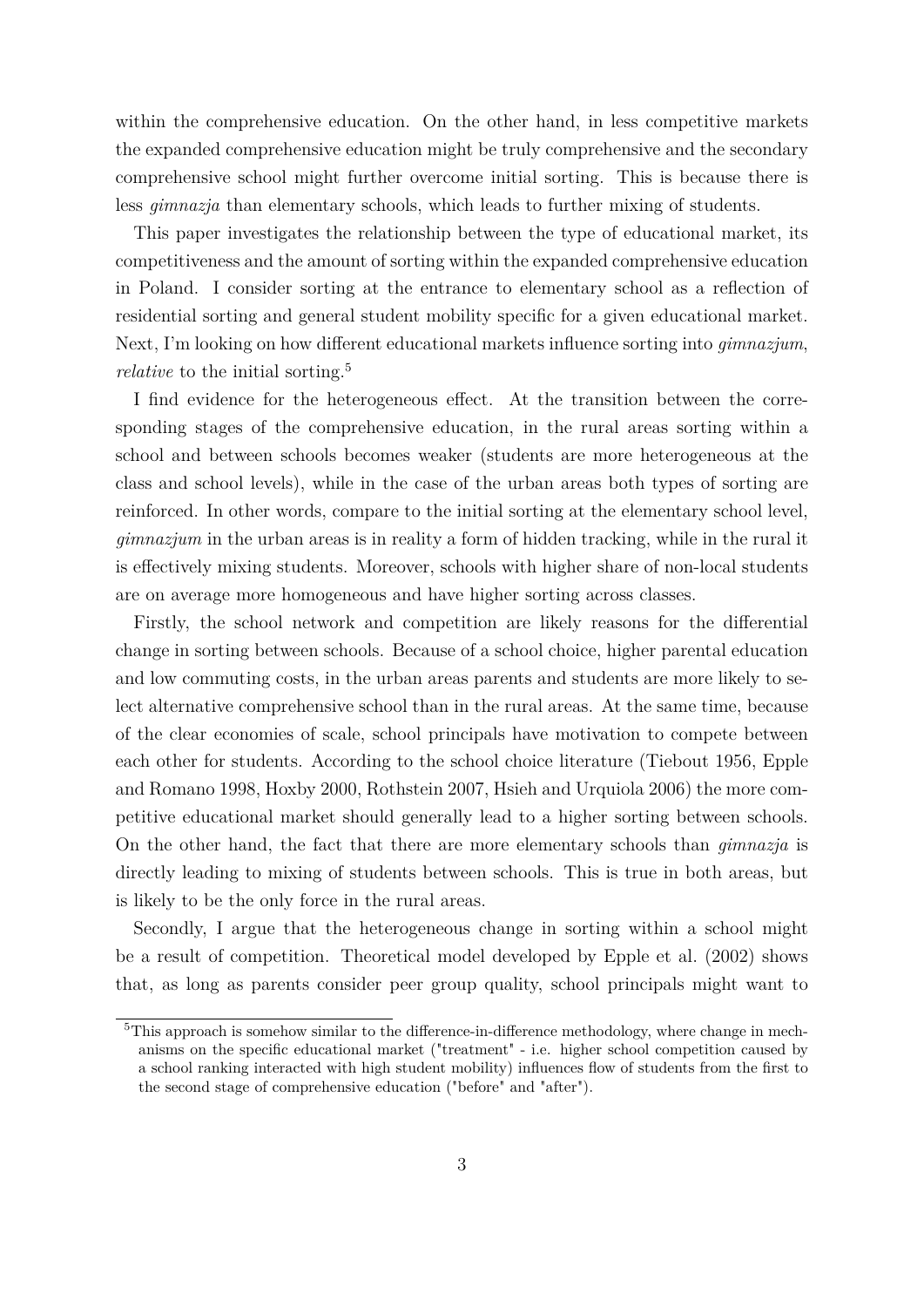within the comprehensive education. On the other hand, in less competitive markets the expanded comprehensive education might be truly comprehensive and the secondary comprehensive school might further overcome initial sorting. This is because there is less *gimnazja* than elementary schools, which leads to further mixing of students.

This paper investigates the relationship between the type of educational market, its competitiveness and the amount of sorting within the expanded comprehensive education in Poland. I consider sorting at the entrance to elementary school as a reflection of residential sorting and general student mobility specific for a given educational market. Next, I'm looking on how different educational markets influence sorting into *gimnazjum*, *relative* to the initial sorting.[5]

I find evidence for the heterogeneous effect. At the transition between the corresponding stages of the comprehensive education, in the rural areas sorting within a school and between schools becomes weaker (students are more heterogeneous at the class and school levels), while in the case of the urban areas both types of sorting are reinforced. In other words, compare to the initial sorting at the elementary school level, *gimnazjum* in the urban areas is in reality a form of hidden tracking, while in the rural it is effectively mixing students. Moreover, schools with higher share of non-local students are on average more homogeneous and have higher sorting across classes.

Firstly, the school network and competition are likely reasons for the differential change in sorting between schools. Because of a school choice, higher parental education and low commuting costs, in the urban areas parents and students are more likely to select alternative comprehensive school than in the rural areas. At the same time, because of the clear economies of scale, school principals have motivation to compete between each other for students. According to the school choice literature (Tiebout 1956, Epple and Romano 1998, Hoxby 2000, Rothstein 2007, Hsieh and Urquiola 2006) the more competitive educational market should generally lead to a higher sorting between schools. On the other hand, the fact that there are more elementary schools than *gimnazja* is directly leading to mixing of students between schools. This is true in both areas, but is likely to be the only force in the rural areas.

Secondly, I argue that the heterogeneous change in sorting within a school might be a result of competition. Theoretical model developed by Epple et al. (2002) shows that, as long as parents consider peer group quality, school principals might want to

[5] This approach is somehow similar to the difference-in-difference methodology, where change in mechanisms on the specific educational market ("treatment" - i.e. higher school competition caused by a school ranking interacted with high student mobility) influences flow of students from the first to the second stage of comprehensive education ("before" and "after").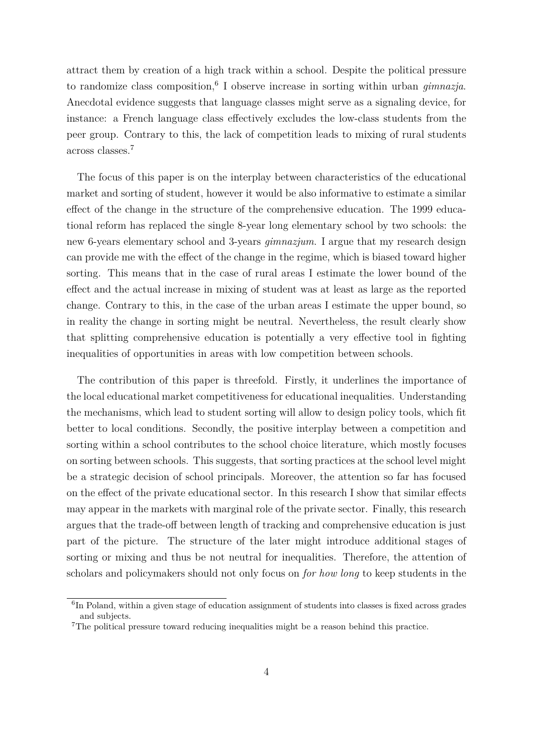attract them by creation of a high track within a school. Despite the political pressure to randomize class composition,[6] I observe increase in sorting within urban *gimnazja*. Anecdotal evidence suggests that language classes might serve as a signaling device, for instance: a French language class effectively excludes the low-class students from the peer group. Contrary to this, the lack of competition leads to mixing of rural students across classes.[7]

The focus of this paper is on the interplay between characteristics of the educational market and sorting of student, however it would be also informative to estimate a similar effect of the change in the structure of the comprehensive education. The 1999 educational reform has replaced the single 8-year long elementary school by two schools: the new 6-years elementary school and 3-years *gimnazjum*. I argue that my research design can provide me with the effect of the change in the regime, which is biased toward higher sorting. This means that in the case of rural areas I estimate the lower bound of the effect and the actual increase in mixing of student was at least as large as the reported change. Contrary to this, in the case of the urban areas I estimate the upper bound, so in reality the change in sorting might be neutral. Nevertheless, the result clearly show that splitting comprehensive education is potentially a very effective tool in fighting inequalities of opportunities in areas with low competition between schools.

The contribution of this paper is threefold. Firstly, it underlines the importance of the local educational market competitiveness for educational inequalities. Understanding the mechanisms, which lead to student sorting will allow to design policy tools, which fit better to local conditions. Secondly, the positive interplay between a competition and sorting within a school contributes to the school choice literature, which mostly focuses on sorting between schools. This suggests, that sorting practices at the school level might be a strategic decision of school principals. Moreover, the attention so far has focused on the effect of the private educational sector. In this research I show that similar effects may appear in the markets with marginal role of the private sector. Finally, this research argues that the trade-off between length of tracking and comprehensive education is just part of the picture. The structure of the later might introduce additional stages of sorting or mixing and thus be not neutral for inequalities. Therefore, the attention of scholars and policymakers should not only focus on *for how long* to keep students in the

[6] In Poland, within a given stage of education assignment of students into classes is fixed across grades and subjects.

[7] The political pressure toward reducing inequalities might be a reason behind this practice.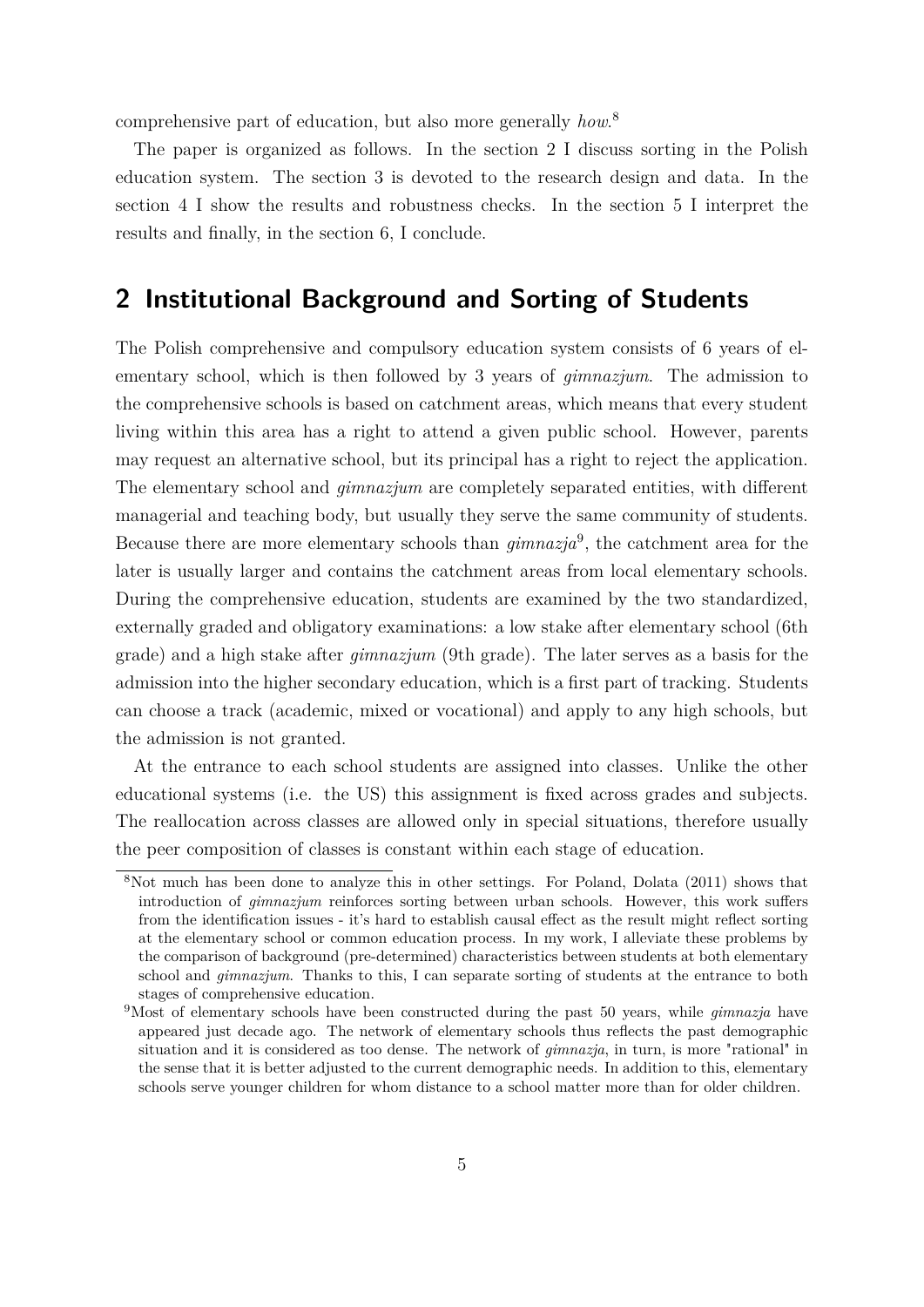comprehensive part of education, but also more generally *how*.[8]

The paper is organized as follows. In the section 2 I discuss sorting in the Polish education system. The section 3 is devoted to the research design and data. In the section 4 I show the results and robustness checks. In the section 5 I interpret the results and finally, in the section 6, I conclude.

## 2 Institutional Background and Sorting of Students

The Polish comprehensive and compulsory education system consists of 6 years of elementary school, which is then followed by 3 years of *gimnazjum*. The admission to the comprehensive schools is based on catchment areas, which means that every student living within this area has a right to attend a given public school. However, parents may request an alternative school, but its principal has a right to reject the application. The elementary school and *gimnazjum* are completely separated entities, with different managerial and teaching body, but usually they serve the same community of students. Because there are more elementary schools than *gimnazja*[9], the catchment area for the later is usually larger and contains the catchment areas from local elementary schools. During the comprehensive education, students are examined by the two standardized, externally graded and obligatory examinations: a low stake after elementary school (6th grade) and a high stake after *gimnazjum* (9th grade). The later serves as a basis for the admission into the higher secondary education, which is a first part of tracking. Students can choose a track (academic, mixed or vocational) and apply to any high schools, but the admission is not granted.

At the entrance to each school students are assigned into classes. Unlike the other educational systems (i.e. the US) this assignment is fixed across grades and subjects. The reallocation across classes are allowed only in special situations, therefore usually the peer composition of classes is constant within each stage of education.

[8] Not much has been done to analyze this in other settings. For Poland, Dolata (2011) shows that introduction of *gimnazjum* reinforces sorting between urban schools. However, this work suffers from the identification issues - it's hard to establish causal effect as the result might reflect sorting at the elementary school or common education process. In my work, I alleviate these problems by the comparison of background (pre-determined) characteristics between students at both elementary school and *gimnazjum*. Thanks to this, I can separate sorting of students at the entrance to both stages of comprehensive education.

[9] Most of elementary schools have been constructed during the past 50 years, while *gimnazja* have appeared just decade ago. The network of elementary schools thus reflects the past demographic situation and it is considered as too dense. The network of *gimnazja*, in turn, is more "rational" in the sense that it is better adjusted to the current demographic needs. In addition to this, elementary schools serve younger children for whom distance to a school matter more than for older children.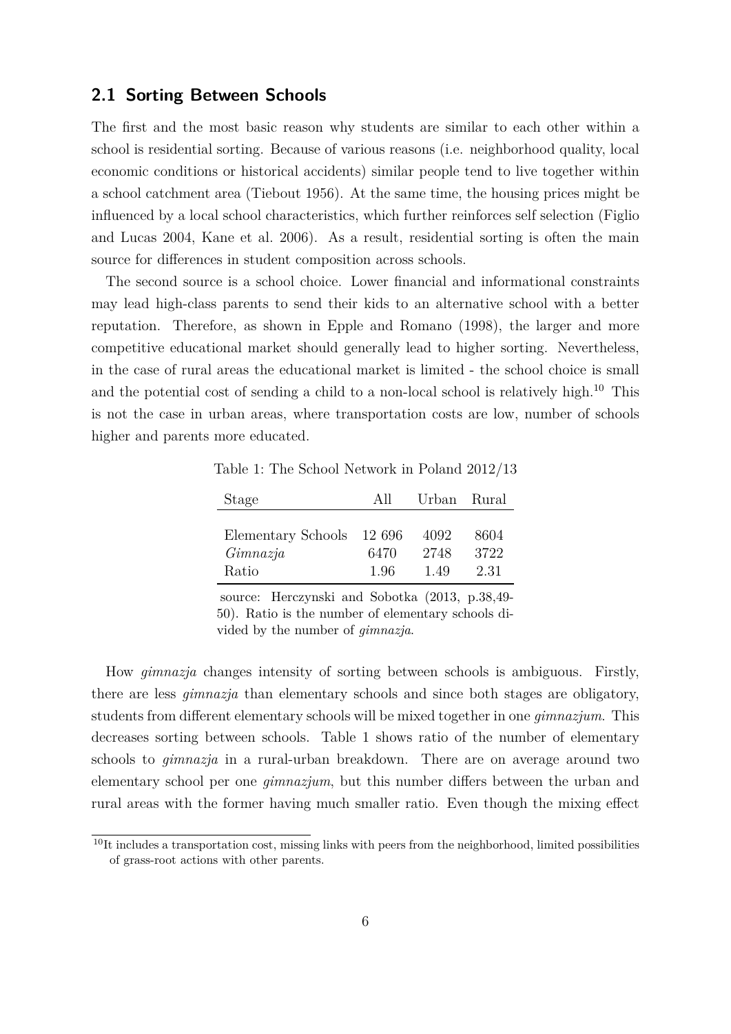## 2.1 Sorting Between Schools

The first and the most basic reason why students are similar to each other within a school is residential sorting. Because of various reasons (i.e. neighborhood quality, local economic conditions or historical accidents) similar people tend to live together within a school catchment area (Tiebout 1956). At the same time, the housing prices might be influenced by a local school characteristics, which further reinforces self selection (Figlio and Lucas 2004, Kane et al. 2006). As a result, residential sorting is often the main source for differences in student composition across schools.

The second source is a school choice. Lower financial and informational constraints may lead high-class parents to send their kids to an alternative school with a better reputation. Therefore, as shown in Epple and Romano (1998), the larger and more competitive educational market should generally lead to higher sorting. Nevertheless, in the case of rural areas the educational market is limited - the school choice is small and the potential cost of sending a child to a non-local school is relatively high.[10] This is not the case in urban areas, where transportation costs are low, number of schools higher and parents more educated.

Table 1: The School Network in Poland 2012/13

| Stage | All | Urban | Rural |
|---|---|---|---|
| Elementary Schools | 12 696 | 4092 | 8604 |
| *Gimnazja* | 6470 | 2748 | 3722 |
| Ratio | 1.96 | 1.49 | 2.31 |

source: Herczynski and Sobotka (2013, p.38,49-50). Ratio is the number of elementary schools divided by the number of *gimnazja*.

How *gimnazja* changes intensity of sorting between schools is ambiguous. Firstly, there are less *gimnazja* than elementary schools and since both stages are obligatory, students from different elementary schools will be mixed together in one *gimnazjum*. This decreases sorting between schools. Table 1 shows ratio of the number of elementary schools to *gimnazja* in a rural-urban breakdown. There are on average around two elementary school per one *gimnazjum*, but this number differs between the urban and rural areas with the former having much smaller ratio. Even though the mixing effect

[10] It includes a transportation cost, missing links with peers from the neighborhood, limited possibilities of grass-root actions with other parents.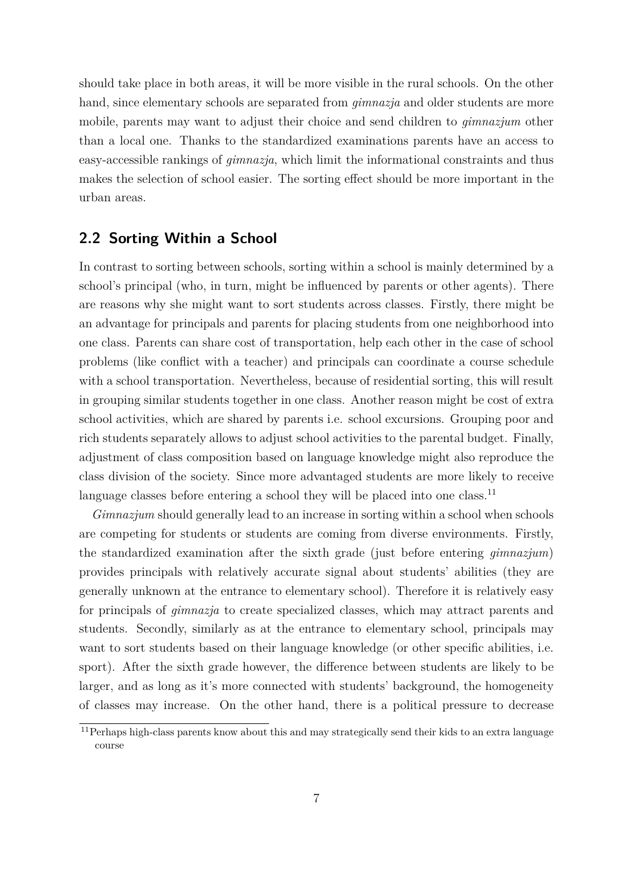should take place in both areas, it will be more visible in the rural schools. On the other hand, since elementary schools are separated from *gimnazja* and older students are more mobile, parents may want to adjust their choice and send children to *gimnazjum* other than a local one. Thanks to the standardized examinations parents have an access to easy-accessible rankings of *gimnazja*, which limit the informational constraints and thus makes the selection of school easier. The sorting effect should be more important in the urban areas.

## 2.2 Sorting Within a School

In contrast to sorting between schools, sorting within a school is mainly determined by a school's principal (who, in turn, might be influenced by parents or other agents). There are reasons why she might want to sort students across classes. Firstly, there might be an advantage for principals and parents for placing students from one neighborhood into one class. Parents can share cost of transportation, help each other in the case of school problems (like conflict with a teacher) and principals can coordinate a course schedule with a school transportation. Nevertheless, because of residential sorting, this will result in grouping similar students together in one class. Another reason might be cost of extra school activities, which are shared by parents i.e. school excursions. Grouping poor and rich students separately allows to adjust school activities to the parental budget. Finally, adjustment of class composition based on language knowledge might also reproduce the class division of the society. Since more advantaged students are more likely to receive language classes before entering a school they will be placed into one class.[11]

*Gimnazjum* should generally lead to an increase in sorting within a school when schools are competing for students or students are coming from diverse environments. Firstly, the standardized examination after the sixth grade (just before entering *gimnazjum*) provides principals with relatively accurate signal about students' abilities (they are generally unknown at the entrance to elementary school). Therefore it is relatively easy for principals of *gimnazja* to create specialized classes, which may attract parents and students. Secondly, similarly as at the entrance to elementary school, principals may want to sort students based on their language knowledge (or other specific abilities, i.e. sport). After the sixth grade however, the difference between students are likely to be larger, and as long as it's more connected with students' background, the homogeneity of classes may increase. On the other hand, there is a political pressure to decrease

[11] Perhaps high-class parents know about this and may strategically send their kids to an extra language course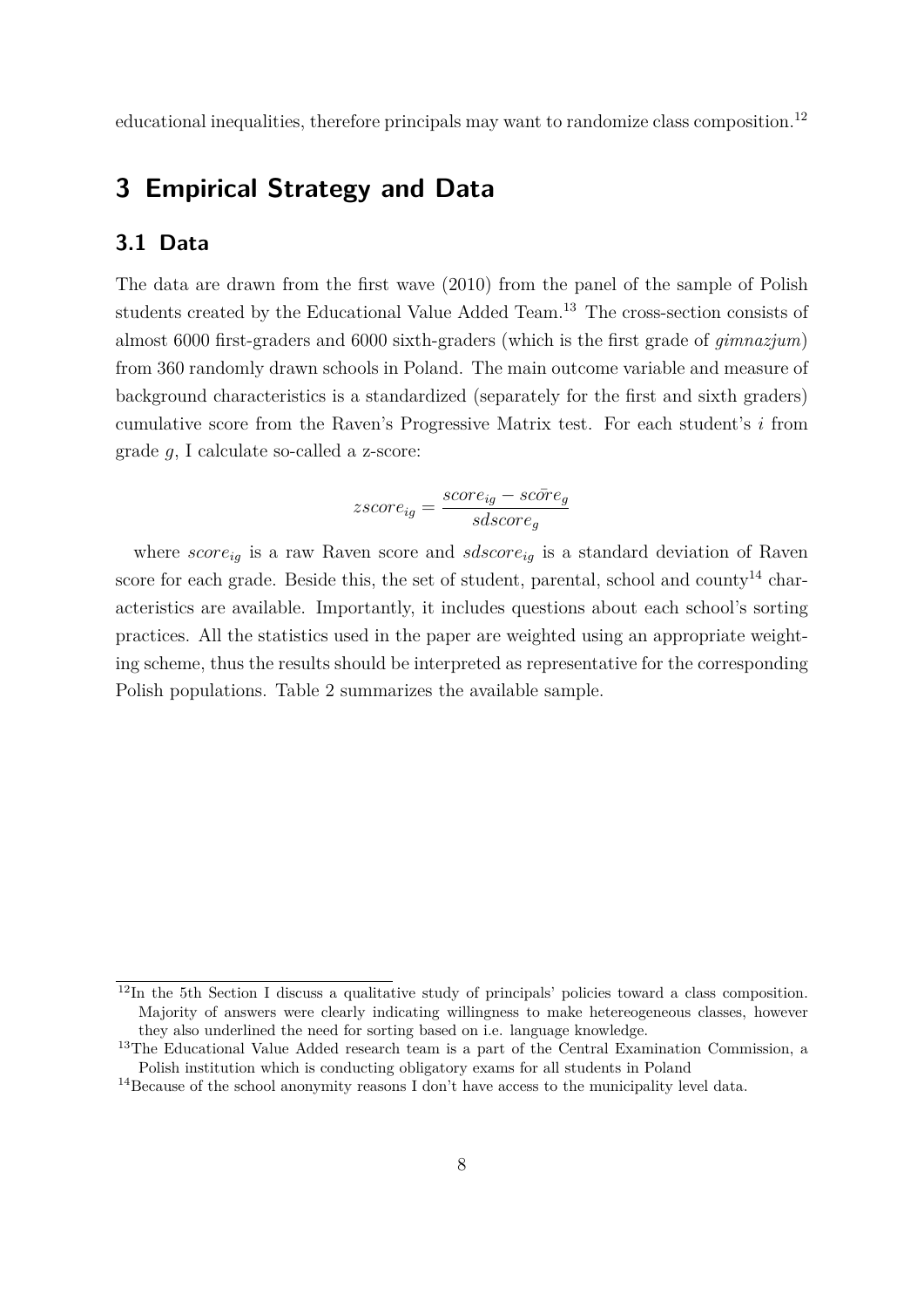educational inequalities, therefore principals may want to randomize class composition.[12]

# 3 Empirical Strategy and Data

## 3.1 Data

The data are drawn from the first wave (2010) from the panel of the sample of Polish students created by the Educational Value Added Team.[13] The cross-section consists of almost 6000 first-graders and 6000 sixth-graders (which is the first grade of *gimnazjum*) from 360 randomly drawn schools in Poland. The main outcome variable and measure of background characteristics is a standardized (separately for the first and sixth graders) cumulative score from the Raven's Progressive Matrix test. For each student's $i$ from grade $g$, I calculate so-called a z-score:

$$zscore_{ig} = \frac{score_{ig} - \bar{score}_g}{sdscore_g}$$

where $score_{ig}$ is a raw Raven score and $sdscore_{ig}$ is a standard deviation of Raven score for each grade. Beside this, the set of student, parental, school and county[14] characteristics are available. Importantly, it includes questions about each school's sorting practices. All the statistics used in the paper are weighted using an appropriate weighting scheme, thus the results should be interpreted as representative for the corresponding Polish populations. Table 2 summarizes the available sample.

[12] In the 5th Section I discuss a qualitative study of principals' policies toward a class composition. Majority of answers were clearly indicating willingness to make hetereogeneous classes, however they also underlined the need for sorting based on i.e. language knowledge.

[13] The Educational Value Added research team is a part of the Central Examination Commission, a Polish institution which is conducting obligatory exams for all students in Poland

[14] Because of the school anonymity reasons I don't have access to the municipality level data.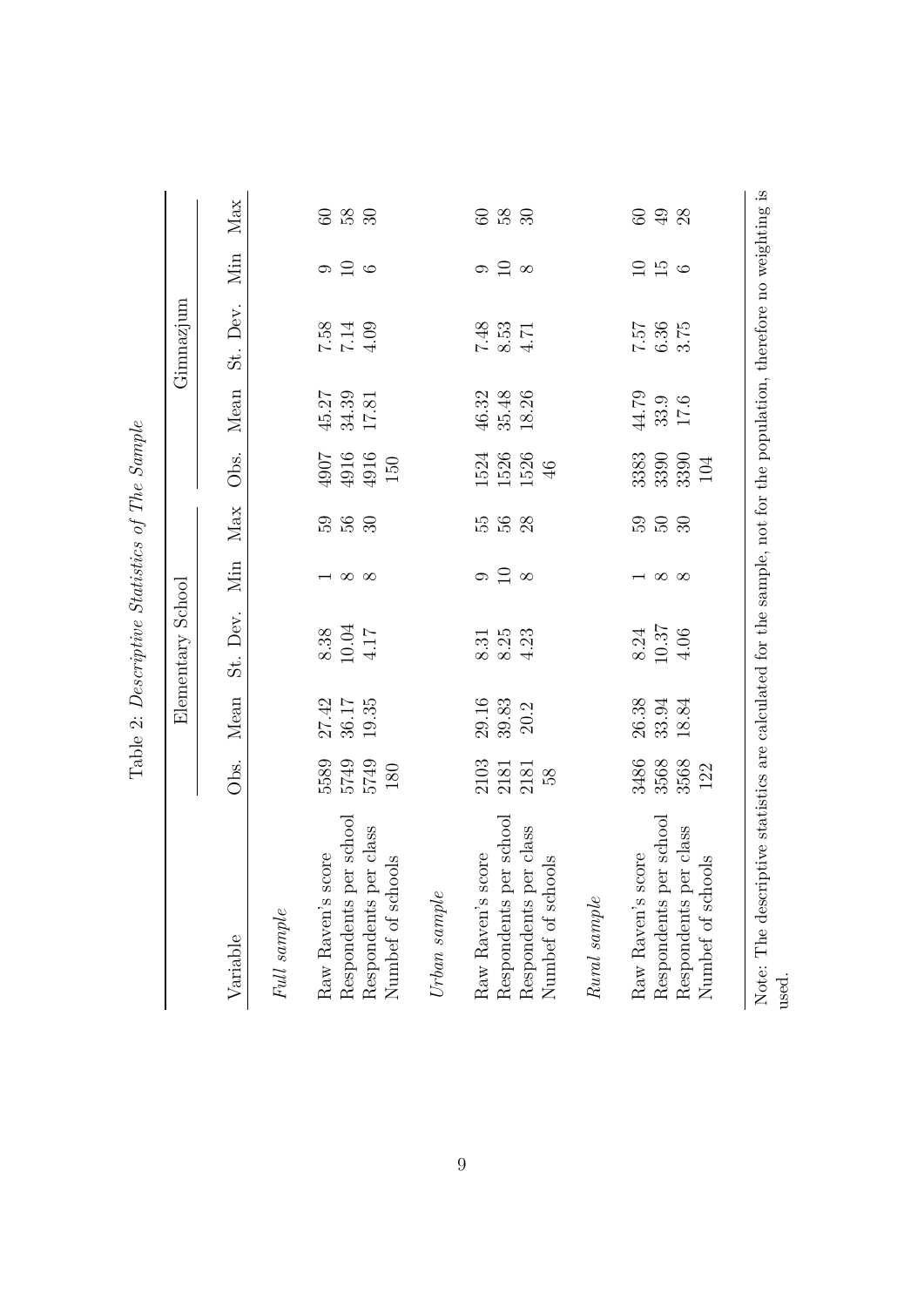Table 2: *Descriptive Statistics of The Sample*

| Variable | Elementary School | | | | | Gimnazjum | | | | |
|---|---|---|---|---|---|---|---|---|---|---|
| | Obs. | Mean | St. Dev. | Min | Max | Obs. | Mean | St. Dev. | Min | Max |
| *Full sample* | | | | | | | | | | |
| Raw Raven's score | 5589 | 27.42 | 8.38 | 1 | 59 | 4907 | 45.27 | 7.58 | 9 | 60 |
| Respondents per school | 5749 | 36.17 | 10.04 | 8 | 56 | 4916 | 34.39 | 7.14 | 10 | 58 |
| Respondents per class | 5749 | 19.35 | 4.17 | 8 | 30 | 4916 | 17.81 | 4.09 | 6 | 30 |
| Numbef of schools | 180 | | | | | 150 | | | | |
| *Urban sample* | | | | | | | | | | |
| Raw Raven's score | 2103 | 29.16 | 8.31 | 9 | 55 | 1524 | 46.32 | 7.48 | 9 | 60 |
| Respondents per school | 2181 | 39.83 | 8.25 | 10 | 56 | 1526 | 35.48 | 8.53 | 10 | 58 |
| Respondents per class | 2181 | 20.2 | 4.23 | 8 | 28 | 1526 | 18.26 | 4.71 | 8 | 30 |
| Numbef of schools | 58 | | | | | 46 | | | | |
| *Rural sample* | | | | | | | | | | |
| Raw Raven's score | 3486 | 26.38 | 8.24 | 1 | 59 | 3383 | 44.79 | 7.57 | 10 | 60 |
| Respondents per school | 3568 | 33.94 | 10.37 | 8 | 50 | 3390 | 33.9 | 6.36 | 15 | 49 |
| Respondents per class | 3568 | 18.84 | 4.06 | 8 | 30 | 3390 | 17.6 | 3.75 | 6 | 28 |
| Numbef of schools | 122 | | | | | 104 | | | | |

Note: The descriptive statistics are calculated for the sample, not for the population, therefore no weighting is used.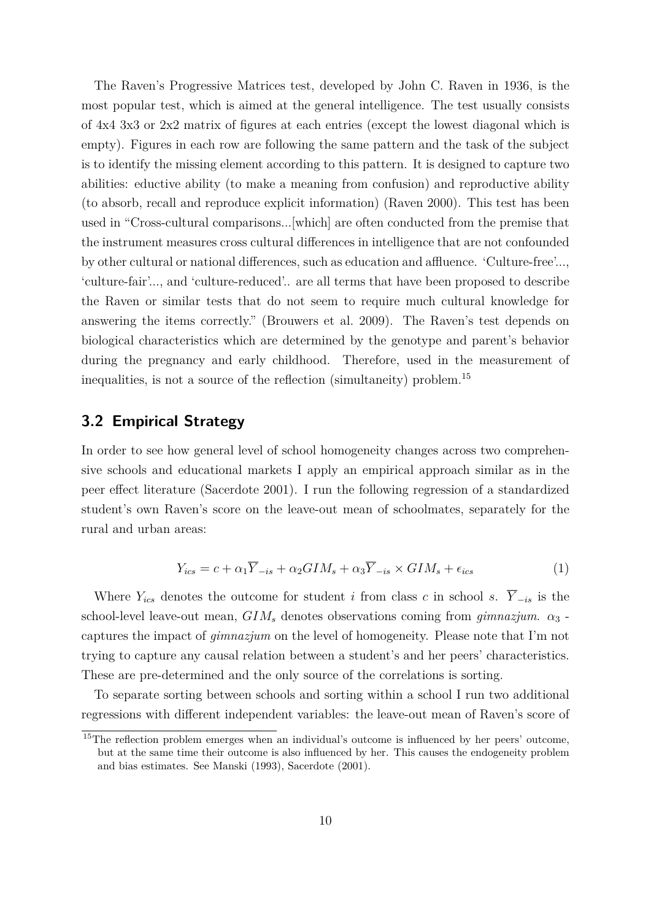The Raven's Progressive Matrices test, developed by John C. Raven in 1936, is the most popular test, which is aimed at the general intelligence. The test usually consists of 4x4 3x3 or 2x2 matrix of figures at each entries (except the lowest diagonal which is empty). Figures in each row are following the same pattern and the task of the subject is to identify the missing element according to this pattern. It is designed to capture two abilities: eductive ability (to make a meaning from confusion) and reproductive ability (to absorb, recall and reproduce explicit information) (Raven 2000). This test has been used in "Cross-cultural comparisons...[which] are often conducted from the premise that the instrument measures cross cultural differences in intelligence that are not confounded by other cultural or national differences, such as education and affluence. 'Culture-free'..., 'culture-fair'..., and 'culture-reduced'.. are all terms that have been proposed to describe the Raven or similar tests that do not seem to require much cultural knowledge for answering the items correctly." (Brouwers et al. 2009). The Raven's test depends on biological characteristics which are determined by the genotype and parent's behavior during the pregnancy and early childhood. Therefore, used in the measurement of inequalities, is not a source of the reflection (simultaneity) problem.[15]

## 3.2 Empirical Strategy

In order to see how general level of school homogeneity changes across two comprehensive schools and educational markets I apply an empirical approach similar as in the peer effect literature (Sacerdote 2001). I run the following regression of a standardized student's own Raven's score on the leave-out mean of schoolmates, separately for the rural and urban areas:

$$Y_{ics} = c + \alpha_1 \overline{Y}_{-is} + \alpha_2 GIM_s + \alpha_3 \overline{Y}_{-is} \times GIM_s + \epsilon_{ics} \tag{1}$$

Where $Y_{ics}$ denotes the outcome for student $i$ from class $c$ in school $s$. $\overline{Y}_{-is}$ is the school-level leave-out mean, $GIM_s$ denotes observations coming from *gimnazjum*. $\alpha_3$ - captures the impact of *gimnazjum* on the level of homogeneity. Please note that I'm not trying to capture any causal relation between a student's and her peers' characteristics. These are pre-determined and the only source of the correlations is sorting.

To separate sorting between schools and sorting within a school I run two additional regressions with different independent variables: the leave-out mean of Raven's score of

[15] The reflection problem emerges when an individual's outcome is influenced by her peers' outcome, but at the same time their outcome is also influenced by her. This causes the endogeneity problem and bias estimates. See Manski (1993), Sacerdote (2001).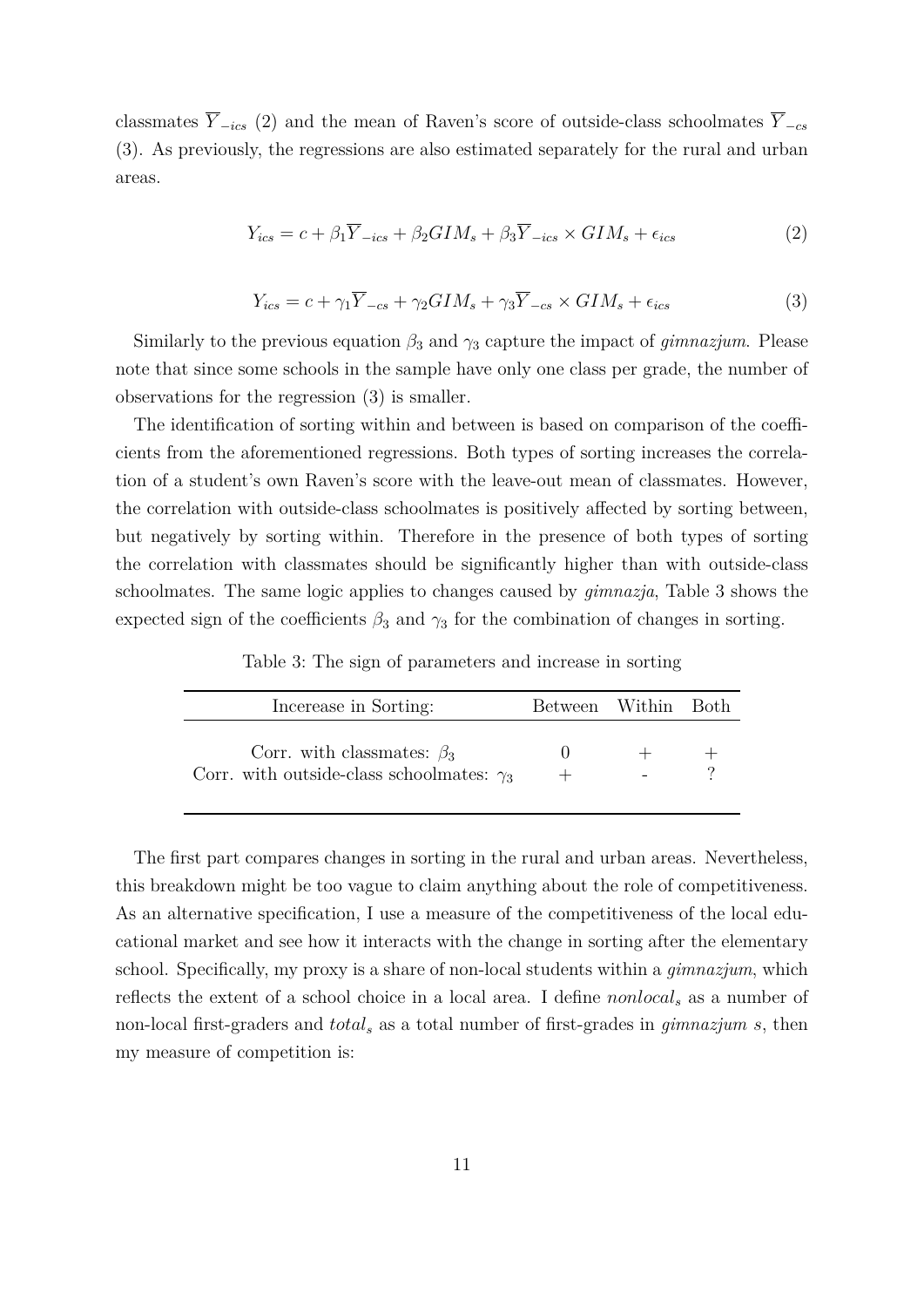classmates $\overline{Y}_{-ics}$ (2) and the mean of Raven's score of outside-class schoolmates $\overline{Y}_{-cs}$ (3). As previously, the regressions are also estimated separately for the rural and urban areas.

$$Y_{ics} = c + \beta_1 \overline{Y}_{-ics} + \beta_2 GIM_s + \beta_3 \overline{Y}_{-ics} \times GIM_s + \epsilon_{ics} \quad (2)$$

$$Y_{ics} = c + \gamma_1 \overline{Y}_{-cs} + \gamma_2 GIM_s + \gamma_3 \overline{Y}_{-cs} \times GIM_s + \epsilon_{ics} \quad (3)$$

Similarly to the previous equation $\beta_3$ and $\gamma_3$ capture the impact of *gimnazjum*. Please note that since some schools in the sample have only one class per grade, the number of observations for the regression (3) is smaller.

The identification of sorting within and between is based on comparison of the coefficients from the aforementioned regressions. Both types of sorting increases the correlation of a student's own Raven's score with the leave-out mean of classmates. However, the correlation with outside-class schoolmates is positively affected by sorting between, but negatively by sorting within. Therefore in the presence of both types of sorting the correlation with classmates should be significantly higher than with outside-class schoolmates. The same logic applies to changes caused by *gimnazja*, Table 3 shows the expected sign of the coefficients $\beta_3$ and $\gamma_3$ for the combination of changes in sorting.

Table 3: The sign of parameters and increase in sorting

| Incerease in Sorting: | Between | Within | Both |
|---|---|---|---|
| Corr. with classmates: $\beta_3$ | 0 | + | + |
| Corr. with outside-class schoolmates: $\gamma_3$ | + | - | ? |

The first part compares changes in sorting in the rural and urban areas. Nevertheless, this breakdown might be too vague to claim anything about the role of competitiveness. As an alternative specification, I use a measure of the competitiveness of the local educational market and see how it interacts with the change in sorting after the elementary school. Specifically, my proxy is a share of non-local students within a *gimnazjum*, which reflects the extent of a school choice in a local area. I define $nonlocal_s$ as a number of non-local first-graders and $total_s$ as a total number of first-grades in *gimnazjum* $s$, then my measure of competition is: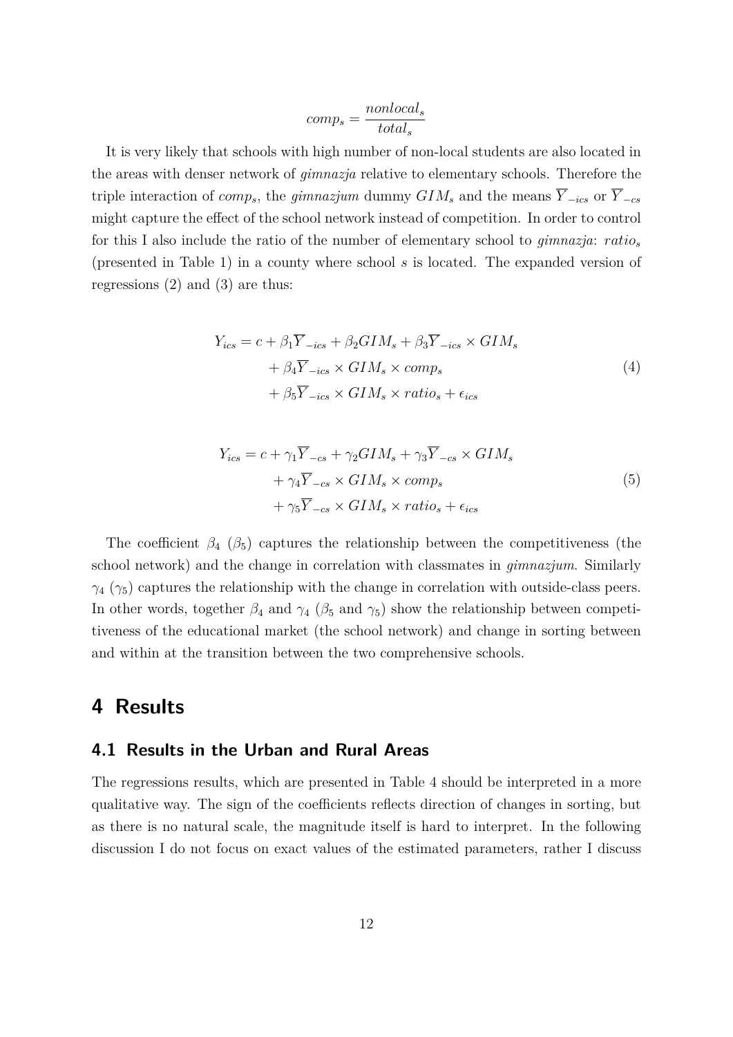$$comp_s = \frac{nonlocal_s}{total_s}$$

It is very likely that schools with high number of non-local students are also located in the areas with denser network of *gimnazja* relative to elementary schools. Therefore the triple interaction of $comp_s$, the *gimnazjum* dummy $GIM_s$ and the means $\overline{Y}_{-ics}$ or $\overline{Y}_{-cs}$ might capture the effect of the school network instead of competition. In order to control for this I also include the ratio of the number of elementary school to *gimnazja*: $ratio_s$ (presented in Table 1) in a county where school $s$ is located. The expanded version of regressions (2) and (3) are thus:

$$\begin{aligned} Y_{ics} = c &+ \beta_1 \overline{Y}_{-ics} + \beta_2 GIM_s + \beta_3 \overline{Y}_{-ics} \times GIM_s \\ &+ \beta_4 \overline{Y}_{-ics} \times GIM_s \times comp_s \\ &+ \beta_5 \overline{Y}_{-ics} \times GIM_s \times ratio_s + \epsilon_{ics} \end{aligned} \tag{4}$$

$$\begin{aligned} Y_{ics} = c &+ \gamma_1 \overline{Y}_{-cs} + \gamma_2 GIM_s + \gamma_3 \overline{Y}_{-cs} \times GIM_s \\ &+ \gamma_4 \overline{Y}_{-cs} \times GIM_s \times comp_s \\ &+ \gamma_5 \overline{Y}_{-cs} \times GIM_s \times ratio_s + \epsilon_{ics} \end{aligned} \tag{5}$$

The coefficient $\beta_4$ ($\beta_5$) captures the relationship between the competitiveness (the school network) and the change in correlation with classmates in *gimnazjum*. Similarly $\gamma_4$ ($\gamma_5$) captures the relationship with the change in correlation with outside-class peers. In other words, together $\beta_4$ and $\gamma_4$ ($\beta_5$ and $\gamma_5$) show the relationship between competitiveness of the educational market (the school network) and change in sorting between and within at the transition between the two comprehensive schools.

# 4 Results

## 4.1 Results in the Urban and Rural Areas

The regressions results, which are presented in Table 4 should be interpreted in a more qualitative way. The sign of the coefficients reflects direction of changes in sorting, but as there is no natural scale, the magnitude itself is hard to interpret. In the following discussion I do not focus on exact values of the estimated parameters, rather I discuss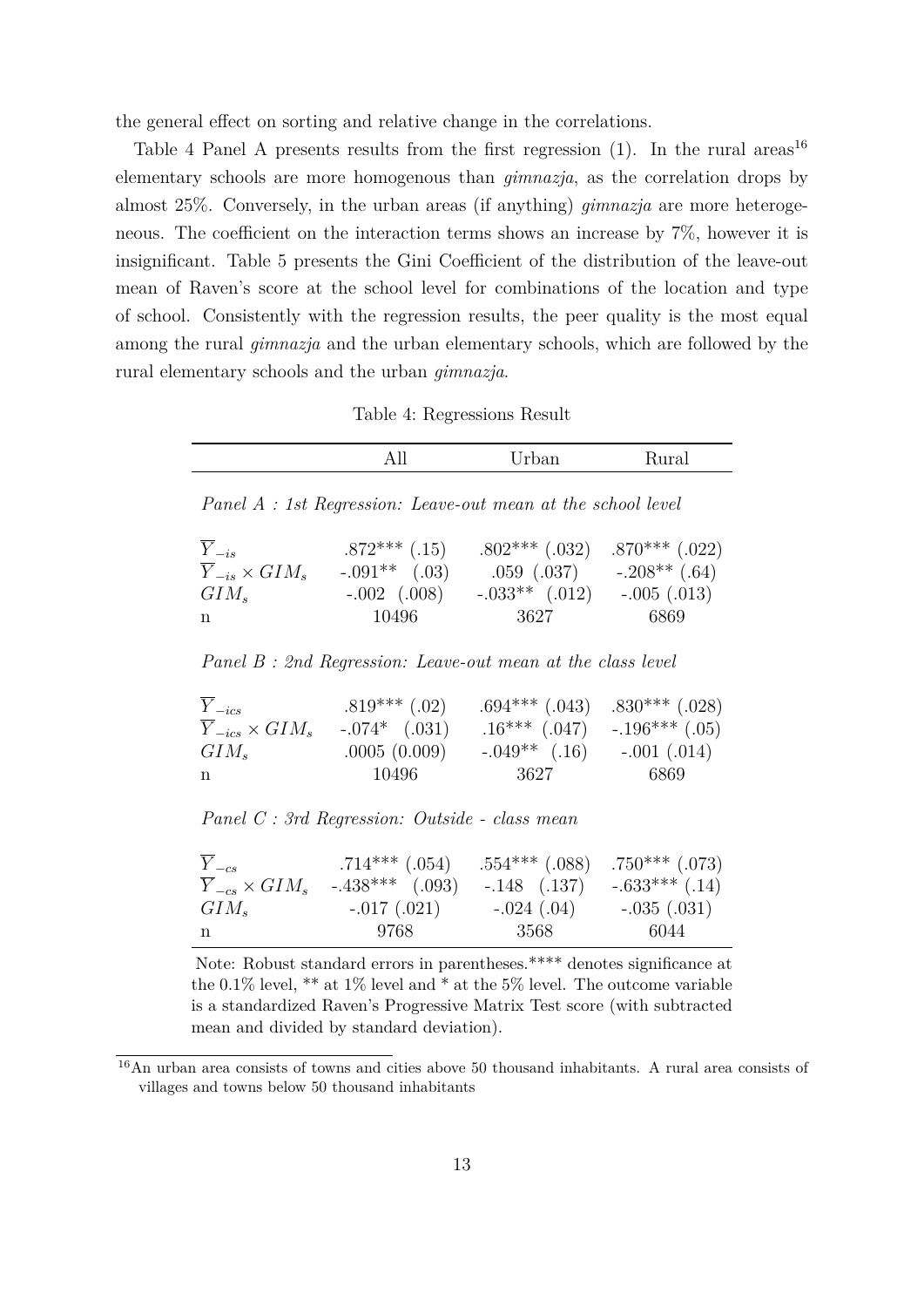the general effect on sorting and relative change in the correlations.

Table 4 Panel A presents results from the first regression (1). In the rural areas[16] elementary schools are more homogenous than *gimnazja*, as the correlation drops by almost 25%. Conversely, in the urban areas (if anything) *gimnazja* are more heterogeneous. The coefficient on the interaction terms shows an increase by 7%, however it is insignificant. Table 5 presents the Gini Coefficient of the distribution of the leave-out mean of Raven's score at the school level for combinations of the location and type of school. Consistently with the regression results, the peer quality is the most equal among the rural *gimnazja* and the urban elementary schools, which are followed by the rural elementary schools and the urban *gimnazja*.

Table 4: Regressions Result

| | All | Urban | Rural |
|---|---|---|---|
| *Panel A : 1st Regression: Leave-out mean at the school level* | | | |
| $\overline{Y}_{-is}$ | .872*** (.15) | .802*** (.032) | .870*** (.022) |
| $\overline{Y}_{-is} \times GIM_s$ | -.091** (.03) | .059 (.037) | -.208** (.64) |
| $GIM_s$ | -.002 (.008) | -.033** (.012) | -.005 (.013) |
| n | 10496 | 3627 | 6869 |
| *Panel B : 2nd Regression: Leave-out mean at the class level* | | | |
| $\overline{Y}_{-ics}$ | .819*** (.02) | .694*** (.043) | .830*** (.028) |
| $\overline{Y}_{-ics} \times GIM_s$ | -.074* (.031) | .16*** (.047) | -.196*** (.05) |
| $GIM_s$ | .0005 (0.009) | -.049** (.16) | -.001 (.014) |
| n | 10496 | 3627 | 6869 |
| *Panel C : 3rd Regression: Outside - class mean* | | | |
| $\overline{Y}_{-cs}$ | .714*** (.054) | .554*** (.088) | .750*** (.073) |
| $\overline{Y}_{-cs} \times GIM_s$ | -.438*** (.093) | -.148 (.137) | -.633*** (.14) |
| $GIM_s$ | -.017 (.021) | -.024 (.04) | -.035 (.031) |
| n | 9768 | 3568 | 6044 |

Note: Robust standard errors in parentheses.**** denotes significance at the 0.1% level, ** at 1% level and * at the 5% level. The outcome variable is a standardized Raven's Progressive Matrix Test score (with subtracted mean and divided by standard deviation).

[16] An urban area consists of towns and cities above 50 thousand inhabitants. A rural area consists of villages and towns below 50 thousand inhabitants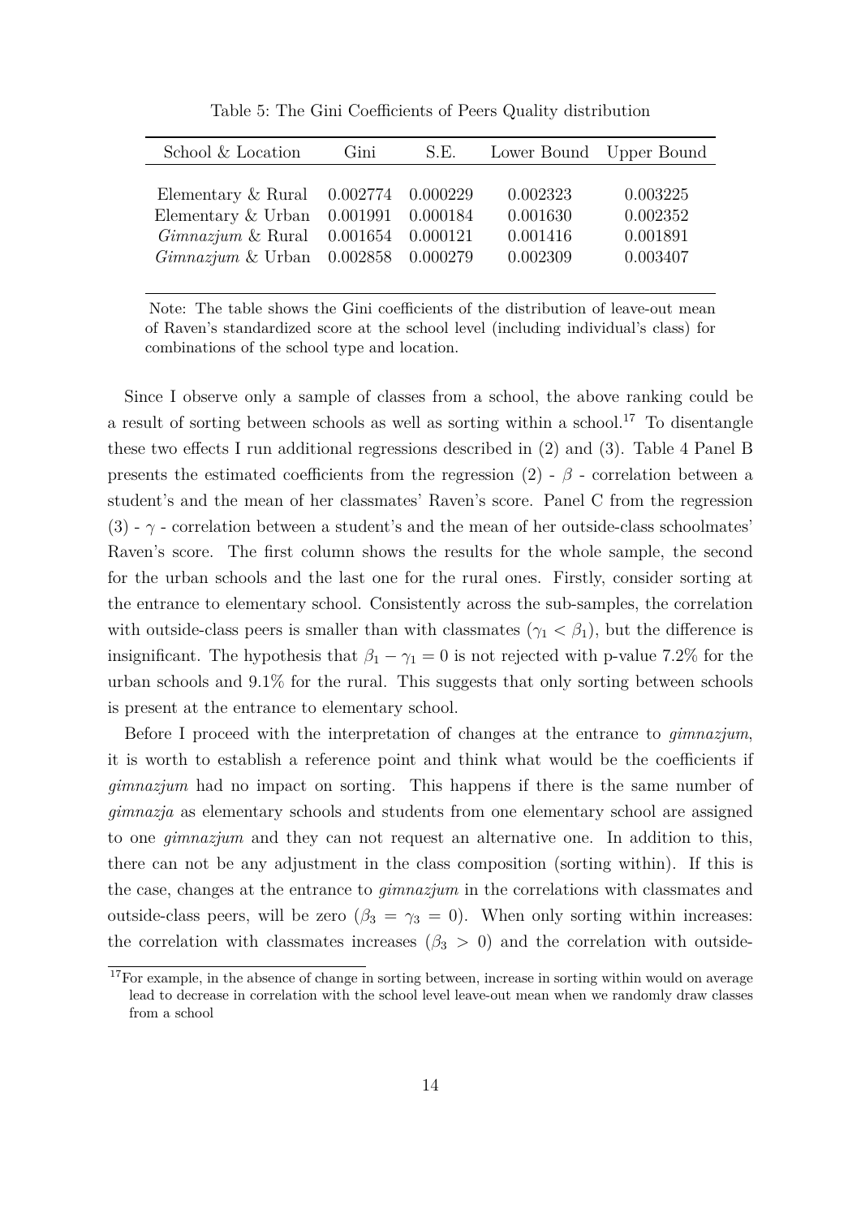Table 5: The Gini Coefficients of Peers Quality distribution

| School & Location | Gini | S.E. | Lower Bound | Upper Bound |
|---|---|---|---|---|
| Elementary & Rural | 0.002774 | 0.000229 | 0.002323 | 0.003225 |
| Elementary & Urban | 0.001991 | 0.000184 | 0.001630 | 0.002352 |
| *Gimnazjum* & Rural | 0.001654 | 0.000121 | 0.001416 | 0.001891 |
| *Gimnazjum* & Urban | 0.002858 | 0.000279 | 0.002309 | 0.003407 |

Note: The table shows the Gini coefficients of the distribution of leave-out mean of Raven's standardized score at the school level (including individual's class) for combinations of the school type and location.

Since I observe only a sample of classes from a school, the above ranking could be a result of sorting between schools as well as sorting within a school.[17] To disentangle these two effects I run additional regressions described in (2) and (3). Table 4 Panel B presents the estimated coefficients from the regression (2) - $\beta$ - correlation between a student's and the mean of her classmates' Raven's score. Panel C from the regression (3) - $\gamma$ - correlation between a student's and the mean of her outside-class schoolmates' Raven's score. The first column shows the results for the whole sample, the second for the urban schools and the last one for the rural ones. Firstly, consider sorting at the entrance to elementary school. Consistently across the sub-samples, the correlation with outside-class peers is smaller than with classmates ($\gamma_1 < \beta_1$), but the difference is insignificant. The hypothesis that $\beta_1 - \gamma_1 = 0$ is not rejected with p-value 7.2% for the urban schools and 9.1% for the rural. This suggests that only sorting between schools is present at the entrance to elementary school.

Before I proceed with the interpretation of changes at the entrance to *gimnazjum*, it is worth to establish a reference point and think what would be the coefficients if *gimnazjum* had no impact on sorting. This happens if there is the same number of *gimnazja* as elementary schools and students from one elementary school are assigned to one *gimnazjum* and they can not request an alternative one. In addition to this, there can not be any adjustment in the class composition (sorting within). If this is the case, changes at the entrance to *gimnazjum* in the correlations with classmates and outside-class peers, will be zero ($\beta_3 = \gamma_3 = 0$). When only sorting within increases: the correlation with classmates increases ($\beta_3 > 0$) and the correlation with outside-

[17] For example, in the absence of change in sorting between, increase in sorting within would on average lead to decrease in correlation with the school level leave-out mean when we randomly draw classes from a school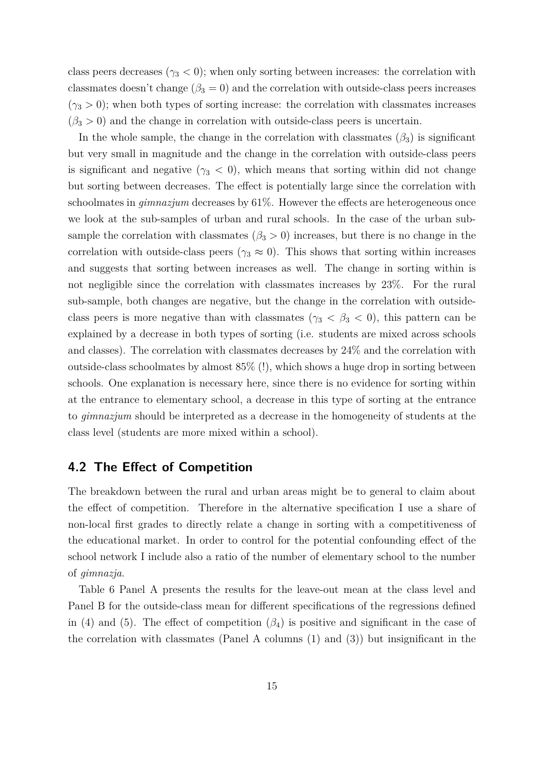class peers decreases ($\gamma_3 < 0$); when only sorting between increases: the correlation with classmates doesn't change ($\beta_3 = 0$) and the correlation with outside-class peers increases ($\gamma_3 > 0$); when both types of sorting increase: the correlation with classmates increases ($\beta_3 > 0$) and the change in correlation with outside-class peers is uncertain.

In the whole sample, the change in the correlation with classmates ($\beta_3$) is significant but very small in magnitude and the change in the correlation with outside-class peers is significant and negative ($\gamma_3 < 0$), which means that sorting within did not change but sorting between decreases. The effect is potentially large since the correlation with schoolmates in *gimnazjum* decreases by 61%. However the effects are heterogeneous once we look at the sub-samples of urban and rural schools. In the case of the urban sub-sample the correlation with classmates ($\beta_3 > 0$) increases, but there is no change in the correlation with outside-class peers ($\gamma_3 \approx 0$). This shows that sorting within increases and suggests that sorting between increases as well. The change in sorting within is not negligible since the correlation with classmates increases by 23%. For the rural sub-sample, both changes are negative, but the change in the correlation with outside-class peers is more negative than with classmates ($\gamma_3 < \beta_3 < 0$), this pattern can be explained by a decrease in both types of sorting (i.e. students are mixed across schools and classes). The correlation with classmates decreases by 24% and the correlation with outside-class schoolmates by almost 85% (!), which shows a huge drop in sorting between schools. One explanation is necessary here, since there is no evidence for sorting within at the entrance to elementary school, a decrease in this type of sorting at the entrance to *gimnazjum* should be interpreted as a decrease in the homogeneity of students at the class level (students are more mixed within a school).

## 4.2 The Effect of Competition

The breakdown between the rural and urban areas might be to general to claim about the effect of competition. Therefore in the alternative specification I use a share of non-local first grades to directly relate a change in sorting with a competitiveness of the educational market. In order to control for the potential confounding effect of the school network I include also a ratio of the number of elementary school to the number of *gimnazja*.

Table 6 Panel A presents the results for the leave-out mean at the class level and Panel B for the outside-class mean for different specifications of the regressions defined in (4) and (5). The effect of competition ($\beta_4$) is positive and significant in the case of the correlation with classmates (Panel A columns (1) and (3)) but insignificant in the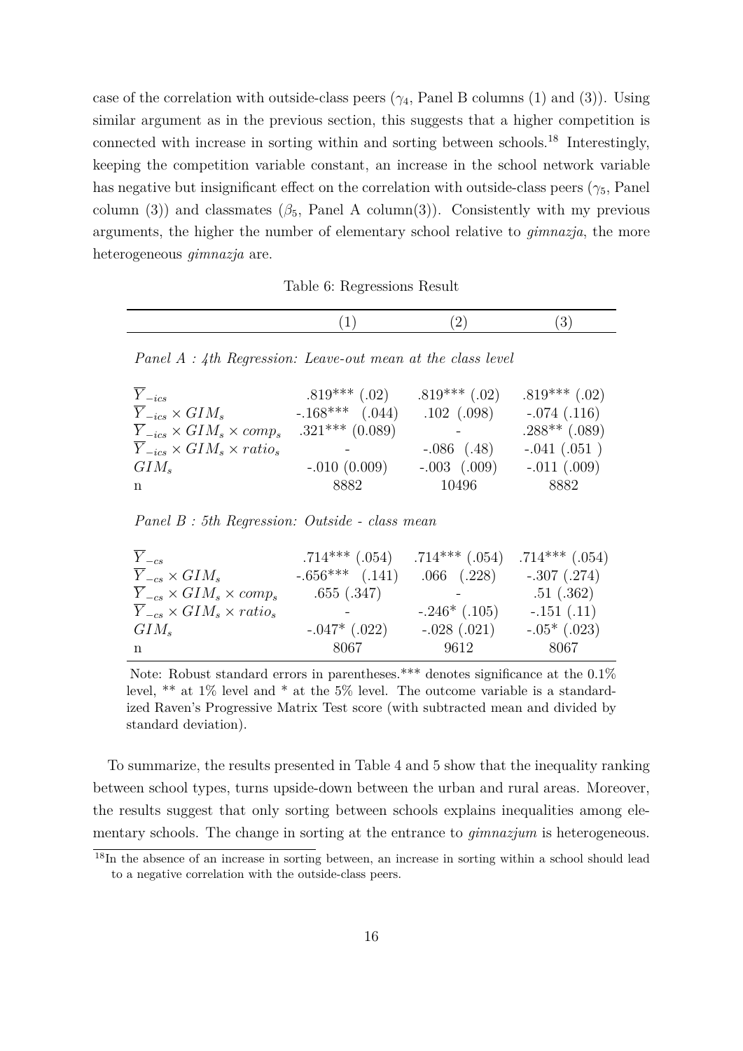case of the correlation with outside-class peers ($\gamma_4$, Panel B columns (1) and (3)). Using similar argument as in the previous section, this suggests that a higher competition is connected with increase in sorting within and sorting between schools.[18] Interestingly, keeping the competition variable constant, an increase in the school network variable has negative but insignificant effect on the correlation with outside-class peers ($\gamma_5$, Panel column (3)) and classmates ($\beta_5$, Panel A column(3)). Consistently with my previous arguments, the higher the number of elementary school relative to *gimnazja*, the more heterogeneous *gimnazja* are.

Table 6: Regressions Result

| | (1) | (2) | (3) |
|---|---|---|---|
| *Panel A : 4th Regression: Leave-out mean at the class level* | | | |
| $\overline{Y}_{-ics}$ | .819*** (.02) | .819*** (.02) | .819*** (.02) |
| $\overline{Y}_{-ics} \times GIM_s$ | -.168*** (.044) | .102 (.098) | -.074 (.116) |
| $\overline{Y}_{-ics} \times GIM_s \times comp_s$ | .321*** (0.089) | - | .288** (.089) |
| $\overline{Y}_{-ics} \times GIM_s \times ratio_s$ | - | -.086 (.48) | -.041 (.051 ) |
| $GIM_s$ | -.010 (0.009) | -.003 (.009) | -.011 (.009) |
| n | 8882 | 10496 | 8882 |
| *Panel B : 5th Regression: Outside - class mean* | | | |
| $\overline{Y}_{-cs}$ | .714*** (.054) | .714*** (.054) | .714*** (.054) |
| $\overline{Y}_{-cs} \times GIM_s$ | -.656*** (.141) | .066 (.228) | -.307 (.274) |
| $\overline{Y}_{-cs} \times GIM_s \times comp_s$ | .655 (.347) | - | .51 (.362) |
| $\overline{Y}_{-cs} \times GIM_s \times ratio_s$ | - | -.246* (.105) | -.151 (.11) |
| $GIM_s$ | -.047* (.022) | -.028 (.021) | -.05* (.023) |
| n | 8067 | 9612 | 8067 |

Note: Robust standard errors in parentheses.*** denotes significance at the 0.1% level, ** at 1% level and * at the 5% level. The outcome variable is a standardized Raven's Progressive Matrix Test score (with subtracted mean and divided by standard deviation).

To summarize, the results presented in Table 4 and 5 show that the inequality ranking between school types, turns upside-down between the urban and rural areas. Moreover, the results suggest that only sorting between schools explains inequalities among elementary schools. The change in sorting at the entrance to *gimnazjum* is heterogeneous.

[18] In the absence of an increase in sorting between, an increase in sorting within a school should lead to a negative correlation with the outside-class peers.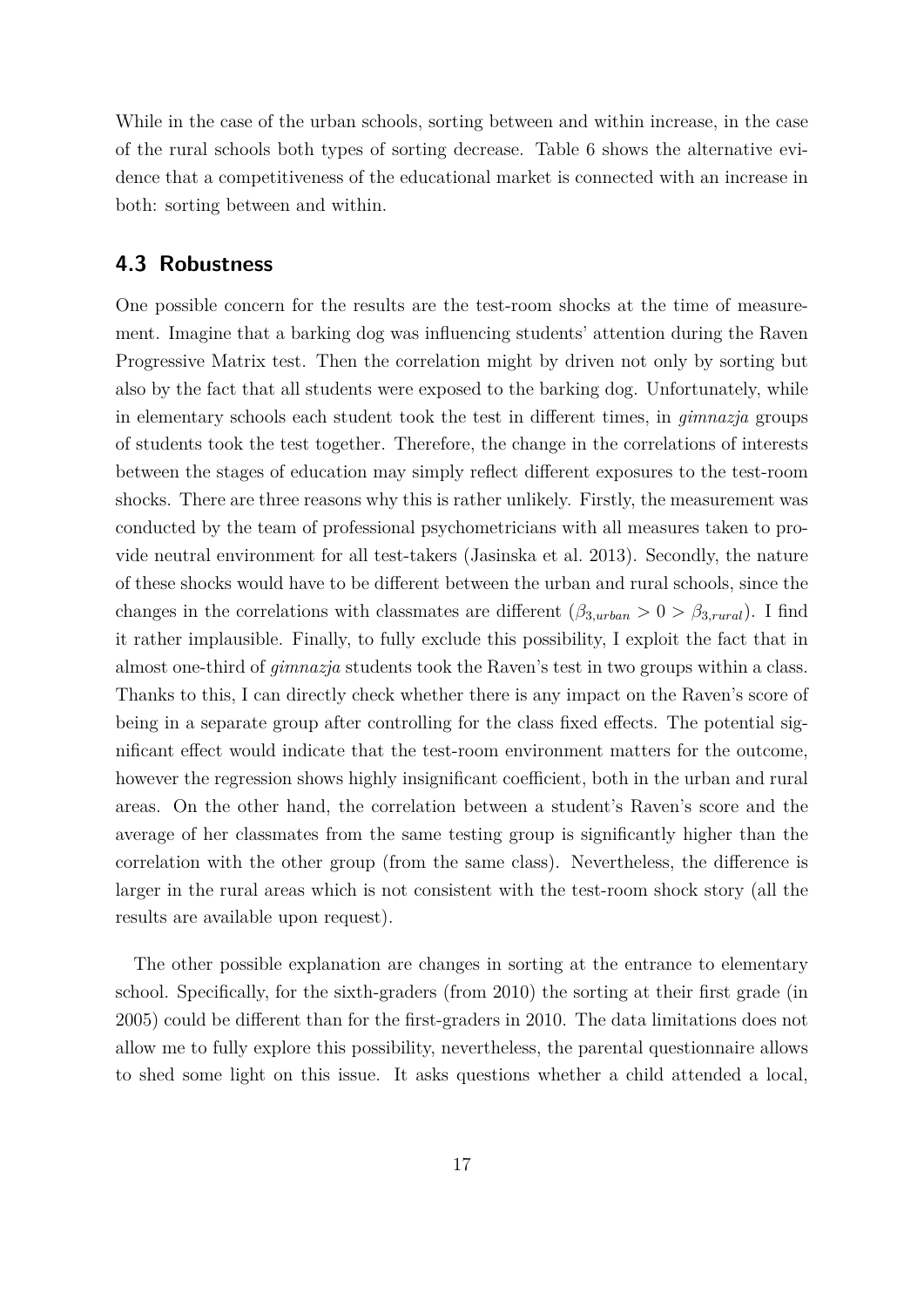While in the case of the urban schools, sorting between and within increase, in the case of the rural schools both types of sorting decrease. Table 6 shows the alternative evidence that a competitiveness of the educational market is connected with an increase in both: sorting between and within.

## 4.3 Robustness

One possible concern for the results are the test-room shocks at the time of measurement. Imagine that a barking dog was influencing students' attention during the Raven Progressive Matrix test. Then the correlation might by driven not only by sorting but also by the fact that all students were exposed to the barking dog. Unfortunately, while in elementary schools each student took the test in different times, in *gimnazja* groups of students took the test together. Therefore, the change in the correlations of interests between the stages of education may simply reflect different exposures to the test-room shocks. There are three reasons why this is rather unlikely. Firstly, the measurement was conducted by the team of professional psychometricians with all measures taken to provide neutral environment for all test-takers (Jasinska et al. 2013). Secondly, the nature of these shocks would have to be different between the urban and rural schools, since the changes in the correlations with classmates are different ($\beta_{3,urban} > 0 > \beta_{3,rural}$). I find it rather implausible. Finally, to fully exclude this possibility, I exploit the fact that in almost one-third of *gimnazja* students took the Raven's test in two groups within a class. Thanks to this, I can directly check whether there is any impact on the Raven's score of being in a separate group after controlling for the class fixed effects. The potential significant effect would indicate that the test-room environment matters for the outcome, however the regression shows highly insignificant coefficient, both in the urban and rural areas. On the other hand, the correlation between a student's Raven's score and the average of her classmates from the same testing group is significantly higher than the correlation with the other group (from the same class). Nevertheless, the difference is larger in the rural areas which is not consistent with the test-room shock story (all the results are available upon request).

The other possible explanation are changes in sorting at the entrance to elementary school. Specifically, for the sixth-graders (from 2010) the sorting at their first grade (in 2005) could be different than for the first-graders in 2010. The data limitations does not allow me to fully explore this possibility, nevertheless, the parental questionnaire allows to shed some light on this issue. It asks questions whether a child attended a local,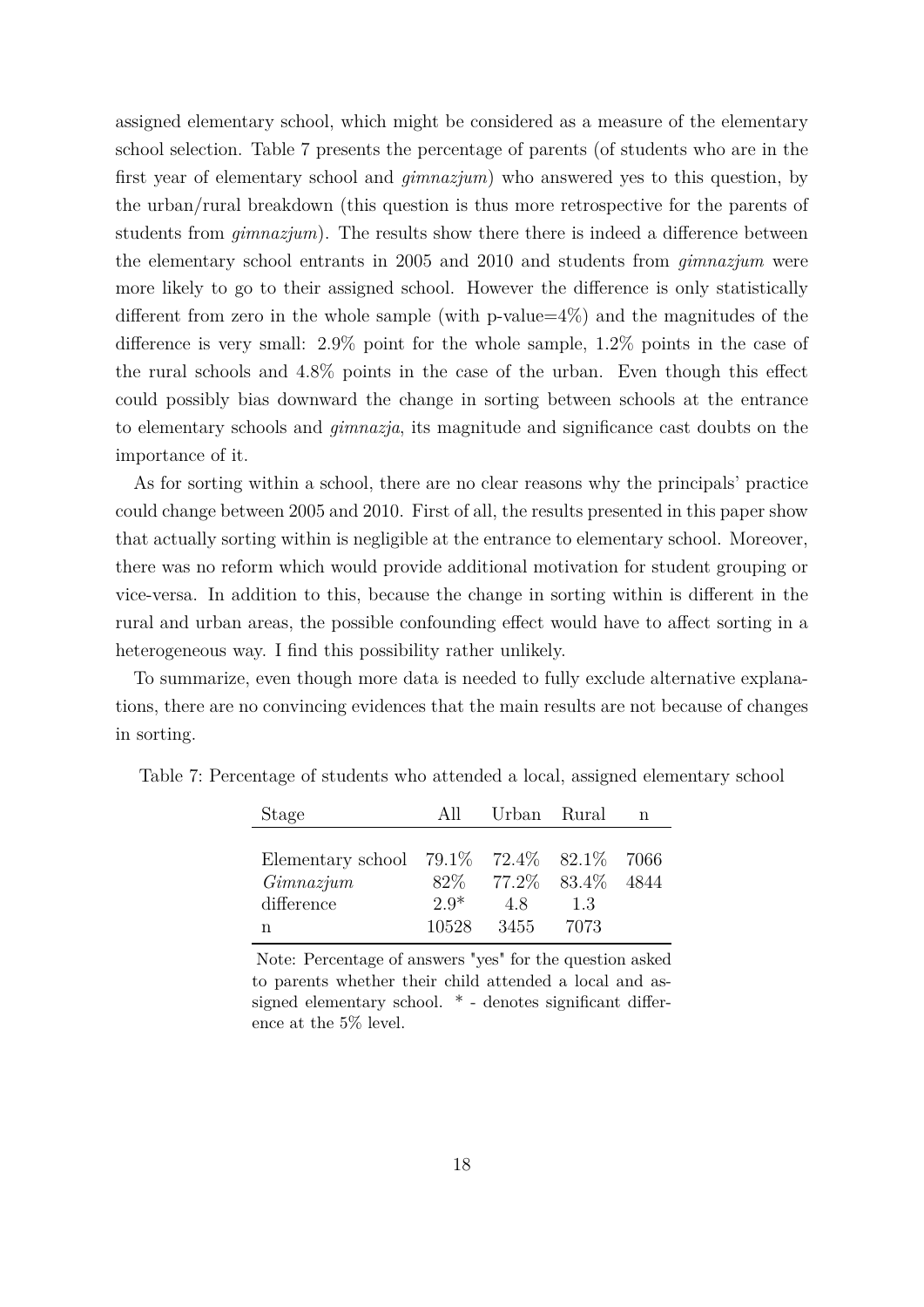assigned elementary school, which might be considered as a measure of the elementary school selection. Table 7 presents the percentage of parents (of students who are in the first year of elementary school and *gimnazjum*) who answered yes to this question, by the urban/rural breakdown (this question is thus more retrospective for the parents of students from *gimnazjum*). The results show there there is indeed a difference between the elementary school entrants in 2005 and 2010 and students from *gimnazjum* were more likely to go to their assigned school. However the difference is only statistically different from zero in the whole sample (with p-value=4%) and the magnitudes of the difference is very small: 2.9% point for the whole sample, 1.2% points in the case of the rural schools and 4.8% points in the case of the urban. Even though this effect could possibly bias downward the change in sorting between schools at the entrance to elementary schools and *gimnazja*, its magnitude and significance cast doubts on the importance of it.

As for sorting within a school, there are no clear reasons why the principals' practice could change between 2005 and 2010. First of all, the results presented in this paper show that actually sorting within is negligible at the entrance to elementary school. Moreover, there was no reform which would provide additional motivation for student grouping or vice-versa. In addition to this, because the change in sorting within is different in the rural and urban areas, the possible confounding effect would have to affect sorting in a heterogeneous way. I find this possibility rather unlikely.

To summarize, even though more data is needed to fully exclude alternative explanations, there are no convincing evidences that the main results are not because of changes in sorting.

Table 7: Percentage of students who attended a local, assigned elementary school

| Stage | All | Urban | Rural | n |
|---|---|---|---|---|
| Elementary school | 79.1% | 72.4% | 82.1% | 7066 |
| *Gimnazjum* | 82% | 77.2% | 83.4% | 4844 |
| difference | 2.9* | 4.8 | 1.3 | |
| n | 10528 | 3455 | 7073 | |

Note: Percentage of answers "yes" for the question asked to parents whether their child attended a local and assigned elementary school. * - denotes significant difference at the 5% level.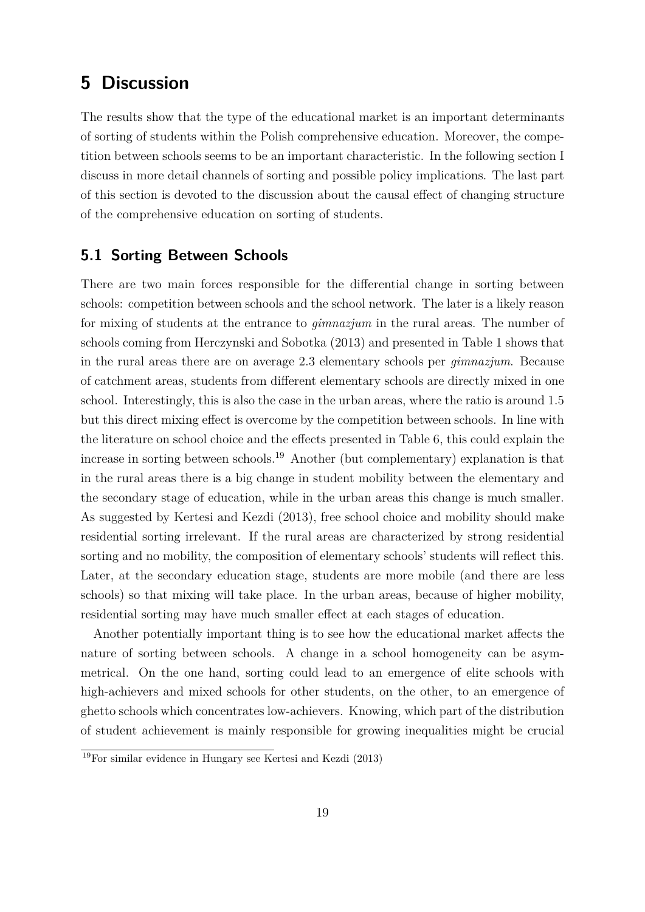# 5 Discussion

The results show that the type of the educational market is an important determinants of sorting of students within the Polish comprehensive education. Moreover, the competition between schools seems to be an important characteristic. In the following section I discuss in more detail channels of sorting and possible policy implications. The last part of this section is devoted to the discussion about the causal effect of changing structure of the comprehensive education on sorting of students.

## 5.1 Sorting Between Schools

There are two main forces responsible for the differential change in sorting between schools: competition between schools and the school network. The later is a likely reason for mixing of students at the entrance to *gimnazjum* in the rural areas. The number of schools coming from Herczynski and Sobotka (2013) and presented in Table 1 shows that in the rural areas there are on average 2.3 elementary schools per *gimnazjum*. Because of catchment areas, students from different elementary schools are directly mixed in one school. Interestingly, this is also the case in the urban areas, where the ratio is around 1.5 but this direct mixing effect is overcome by the competition between schools. In line with the literature on school choice and the effects presented in Table 6, this could explain the increase in sorting between schools.[19] Another (but complementary) explanation is that in the rural areas there is a big change in student mobility between the elementary and the secondary stage of education, while in the urban areas this change is much smaller. As suggested by Kertesi and Kezdi (2013), free school choice and mobility should make residential sorting irrelevant. If the rural areas are characterized by strong residential sorting and no mobility, the composition of elementary schools' students will reflect this. Later, at the secondary education stage, students are more mobile (and there are less schools) so that mixing will take place. In the urban areas, because of higher mobility, residential sorting may have much smaller effect at each stages of education.

Another potentially important thing is to see how the educational market affects the nature of sorting between schools. A change in a school homogeneity can be asymmetrical. On the one hand, sorting could lead to an emergence of elite schools with high-achievers and mixed schools for other students, on the other, to an emergence of ghetto schools which concentrates low-achievers. Knowing, which part of the distribution of student achievement is mainly responsible for growing inequalities might be crucial

[19] For similar evidence in Hungary see Kertesi and Kezdi (2013)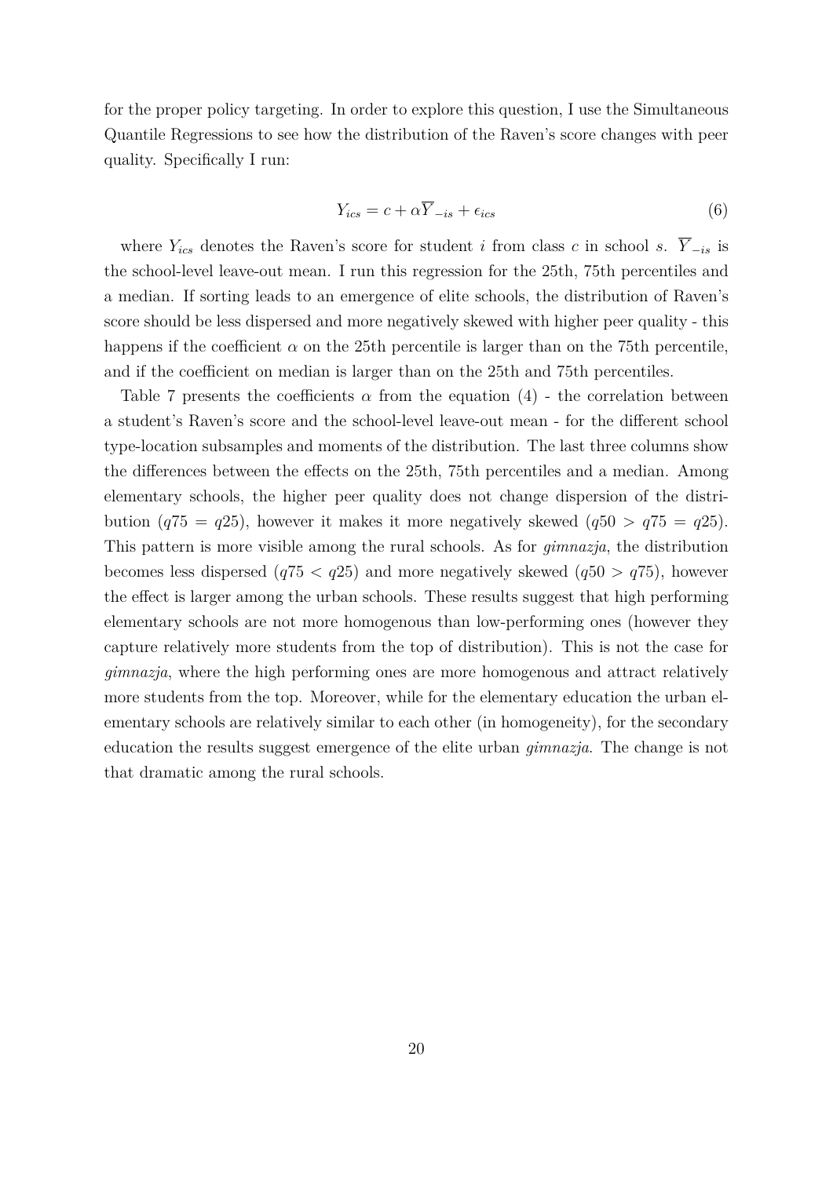for the proper policy targeting. In order to explore this question, I use the Simultaneous Quantile Regressions to see how the distribution of the Raven's score changes with peer quality. Specifically I run:

$$Y_{ics} = c + \alpha \overline{Y}_{-is} + \epsilon_{ics} \tag{6}$$

where $Y_{ics}$ denotes the Raven's score for student $i$ from class $c$ in school $s$. $\overline{Y}_{-is}$ is the school-level leave-out mean. I run this regression for the 25th, 75th percentiles and a median. If sorting leads to an emergence of elite schools, the distribution of Raven's score should be less dispersed and more negatively skewed with higher peer quality - this happens if the coefficient $\alpha$ on the 25th percentile is larger than on the 75th percentile, and if the coefficient on median is larger than on the 25th and 75th percentiles.

Table 7 presents the coefficients $\alpha$ from the equation (4) - the correlation between a student's Raven's score and the school-level leave-out mean - for the different school type-location subsamples and moments of the distribution. The last three columns show the differences between the effects on the 25th, 75th percentiles and a median. Among elementary schools, the higher peer quality does not change dispersion of the distribution ($q75 = q25$), however it makes it more negatively skewed ($q50 > q75 = q25$). This pattern is more visible among the rural schools. As for *gimnazja*, the distribution becomes less dispersed ($q75 < q25$) and more negatively skewed ($q50 > q75$), however the effect is larger among the urban schools. These results suggest that high performing elementary schools are not more homogenous than low-performing ones (however they capture relatively more students from the top of distribution). This is not the case for *gimnazja*, where the high performing ones are more homogenous and attract relatively more students from the top. Moreover, while for the elementary education the urban elementary schools are relatively similar to each other (in homogeneity), for the secondary education the results suggest emergence of the elite urban *gimnazja*. The change is not that dramatic among the rural schools.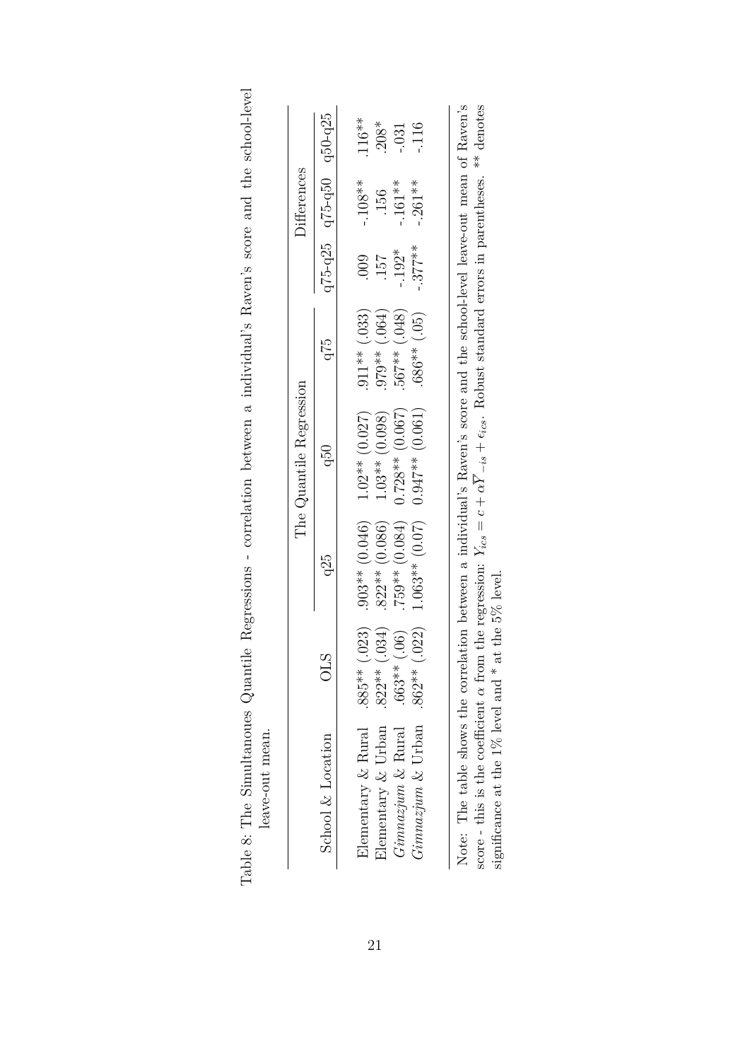Table 8: The Simultanoues Quantile Regressions - correlation between a individual's Raven's score and the school-level leave-out mean.

| School & Location | OLS | The Quantile Regression | | | Differences | | |
|---|---|---|---|---|---|---|---|
| | | q25 | q50 | q75 | q75-q25 | q75-q50 | q50-q25 |
| Elementary & Rural | .885** (.023) | .903** (0.046) | 1.02** (0.027) | .911** (.033) | .009 | -.108** | .116** |
| Elementary & Urban | .822** (.034) | .822** (0.086) | 1.03** (0.098) | .979** (.064) | .157 | .156 | .208* |
| *Gimnazjum* & Rural | .663** (.06) | .759** (0.084) | 0.728** (0.067) | .567** (.048) | -.192* | -.161** | -.031 |
| *Gimnazjum* & Urban | .862** (.022) | 1.063** (0.07) | 0.947** (0.061) | .686** (.05) | -.377** | -.261** | -.116 |

Note: The table shows the correlation between a individual's Raven's score and the school-level leave-out mean of Raven's score - this is the coefficient $\alpha$ from the regression: $Y_{ics} = c + \alpha \overline{Y}_{-is} + \epsilon_{ics}$. Robust standard errors in parentheses. ** denotes significance at the 1% level and * at the 5% level.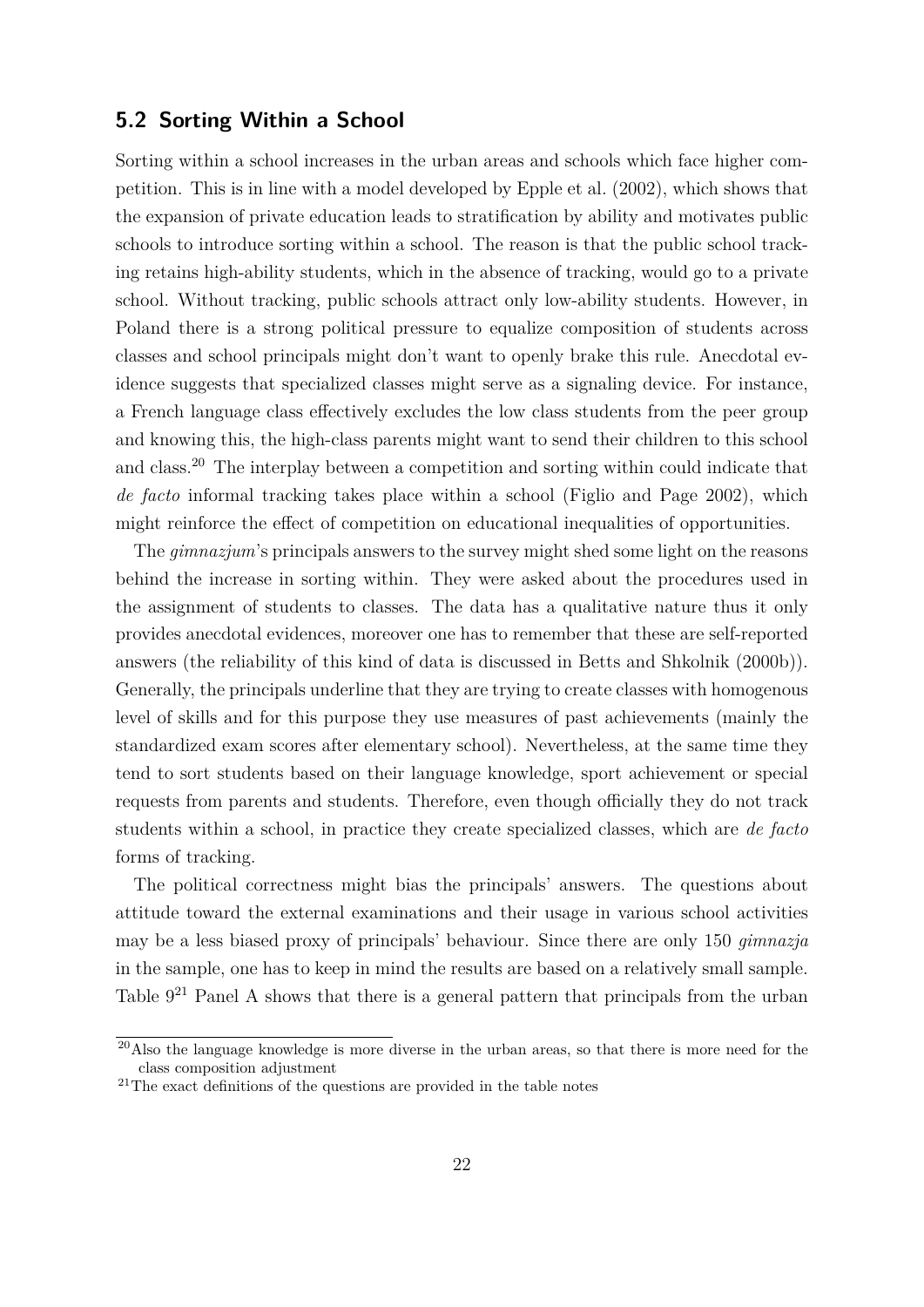## 5.2 Sorting Within a School

Sorting within a school increases in the urban areas and schools which face higher competition. This is in line with a model developed by Epple et al. (2002), which shows that the expansion of private education leads to stratification by ability and motivates public schools to introduce sorting within a school. The reason is that the public school tracking retains high-ability students, which in the absence of tracking, would go to a private school. Without tracking, public schools attract only low-ability students. However, in Poland there is a strong political pressure to equalize composition of students across classes and school principals might don't want to openly brake this rule. Anecdotal evidence suggests that specialized classes might serve as a signaling device. For instance, a French language class effectively excludes the low class students from the peer group and knowing this, the high-class parents might want to send their children to this school and class.[20] The interplay between a competition and sorting within could indicate that *de facto* informal tracking takes place within a school (Figlio and Page 2002), which might reinforce the effect of competition on educational inequalities of opportunities.

The *gimnazjum*'s principals answers to the survey might shed some light on the reasons behind the increase in sorting within. They were asked about the procedures used in the assignment of students to classes. The data has a qualitative nature thus it only provides anecdotal evidences, moreover one has to remember that these are self-reported answers (the reliability of this kind of data is discussed in Betts and Shkolnik (2000b)). Generally, the principals underline that they are trying to create classes with homogenous level of skills and for this purpose they use measures of past achievements (mainly the standardized exam scores after elementary school). Nevertheless, at the same time they tend to sort students based on their language knowledge, sport achievement or special requests from parents and students. Therefore, even though officially they do not track students within a school, in practice they create specialized classes, which are *de facto* forms of tracking.

The political correctness might bias the principals' answers. The questions about attitude toward the external examinations and their usage in various school activities may be a less biased proxy of principals' behaviour. Since there are only 150 *gimnazja* in the sample, one has to keep in mind the results are based on a relatively small sample. Table 9[21] Panel A shows that there is a general pattern that principals from the urban

[20] Also the language knowledge is more diverse in the urban areas, so that there is more need for the class composition adjustment

[21] The exact definitions of the questions are provided in the table notes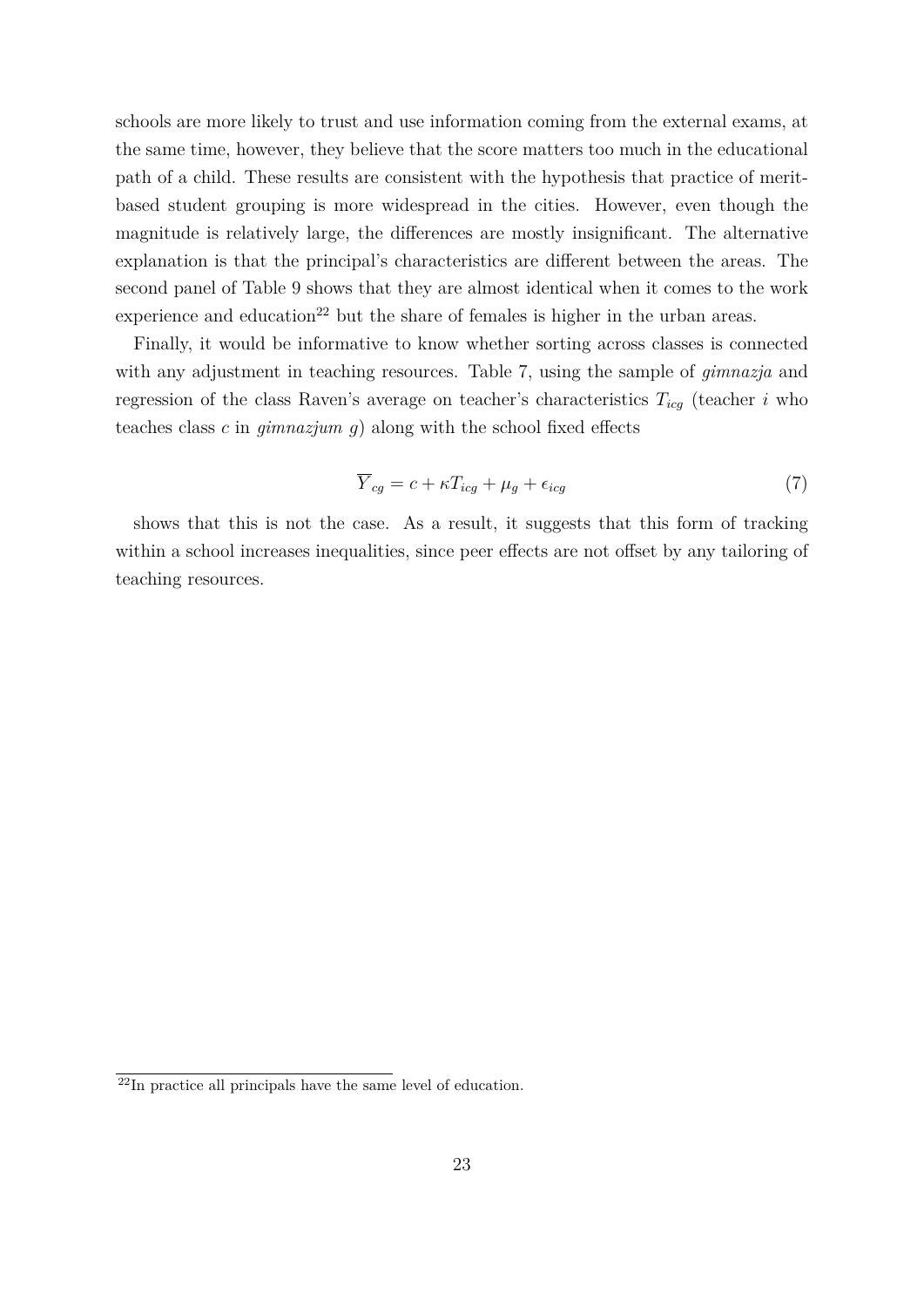schools are more likely to trust and use information coming from the external exams, at the same time, however, they believe that the score matters too much in the educational path of a child. These results are consistent with the hypothesis that practice of merit-based student grouping is more widespread in the cities. However, even though the magnitude is relatively large, the differences are mostly insignificant. The alternative explanation is that the principal's characteristics are different between the areas. The second panel of Table 9 shows that they are almost identical when it comes to the work experience and education[22] but the share of females is higher in the urban areas.

Finally, it would be informative to know whether sorting across classes is connected with any adjustment in teaching resources. Table 7, using the sample of *gimnazja* and regression of the class Raven's average on teacher's characteristics $T_{icg}$ (teacher $i$ who teaches class $c$ in *gimnazjum* $g$) along with the school fixed effects

$$\overline{Y}_{cg} = c + \kappa T_{icg} + \mu_g + \epsilon_{icg} \tag{7}$$

shows that this is not the case. As a result, it suggests that this form of tracking within a school increases inequalities, since peer effects are not offset by any tailoring of teaching resources.

[22]In practice all principals have the same level of education.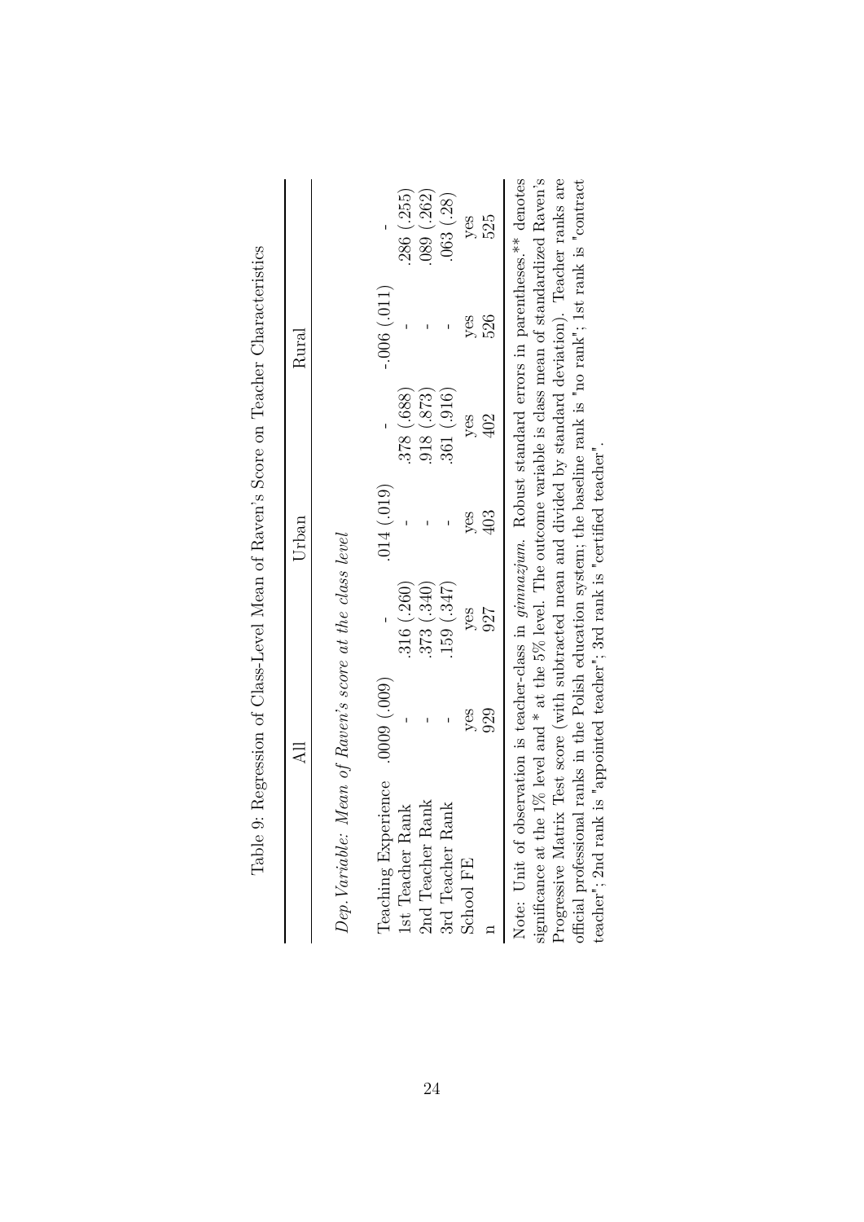Table 9: Regression of Class-Level Mean of Raven's Score on Teacher Characteristics

| | All | | Urban | | Rural | |
|---|---|---|---|---|---|---|
| *Dep.Variable: Mean of Raven's score at the class level* | | | | | | |
| Teaching Experience | .0009 (.009) | - | .014 (.019) | - | -.006 (.011) | - |
| 1st Teacher Rank | - | .316 (.260) | - | .378 (.688) | - | .286 (.255) |
| 2nd Teacher Rank | - | .373 (.340) | - | .918 (.873) | - | .089 (.262) |
| 3rd Teacher Rank | - | .159 (.347) | - | .361 (.916) | - | .063 (.28) |
| School FE | yes | yes | yes | yes | yes | yes |
| n | 929 | 927 | 403 | 402 | 526 | 525 |

Note: Unit of observation is teacher-class in *gimnazjum*. Robust standard errors in parentheses.** denotes significance at the 1% level and * at the 5% level. The outcome variable is class mean of standardized Raven's Progressive Matrix Test score (with subtracted mean and divided by standard deviation). Teacher ranks are official professional ranks in the Polish education system; the baseline rank is "no rank"; 1st rank is "contract teacher"; 2nd rank is "appointed teacher"; 3rd rank is "certified teacher".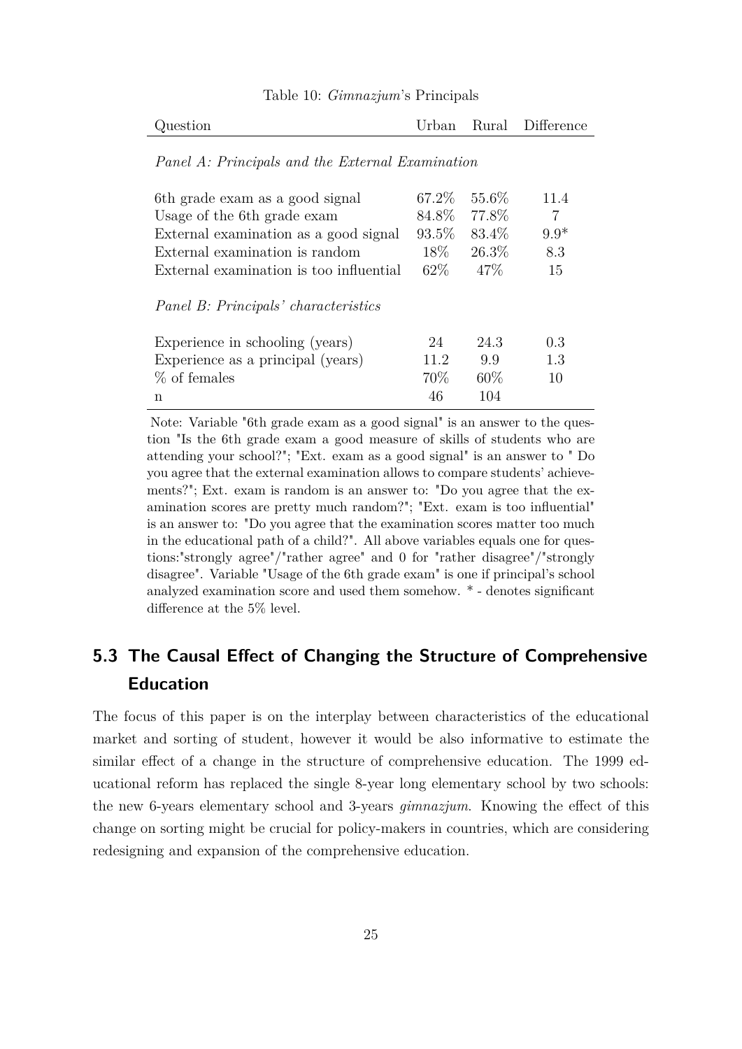Table 10: *Gimnazjum*'s Principals

| Question | Urban | Rural | Difference |
|---|---|---|---|
| *Panel A: Principals and the External Examination* | | | |
| 6th grade exam as a good signal | 67.2% | 55.6% | 11.4 |
| Usage of the 6th grade exam | 84.8% | 77.8% | 7 |
| External examination as a good signal | 93.5% | 83.4% | 9.9* |
| External examination is random | 18% | 26.3% | 8.3 |
| External examination is too influential | 62% | 47% | 15 |
| *Panel B: Principals' characteristics* | | | |
| Experience in schooling (years) | 24 | 24.3 | 0.3 |
| Experience as a principal (years) | 11.2 | 9.9 | 1.3 |
| % of females | 70% | 60% | 10 |
| n | 46 | 104 | |

Note: Variable "6th grade exam as a good signal" is an answer to the question "Is the 6th grade exam a good measure of skills of students who are attending your school?"; "Ext. exam as a good signal" is an answer to " Do you agree that the external examination allows to compare students' achievements?"; Ext. exam is random is an answer to: "Do you agree that the examination scores are pretty much random?"; "Ext. exam is too influential" is an answer to: "Do you agree that the examination scores matter too much in the educational path of a child?". All above variables equals one for questions:"strongly agree"/"rather agree" and 0 for "rather disagree"/"strongly disagree". Variable "Usage of the 6th grade exam" is one if principal's school analyzed examination score and used them somehow. * - denotes significant difference at the 5% level.

## 5.3 The Causal Effect of Changing the Structure of Comprehensive Education

The focus of this paper is on the interplay between characteristics of the educational market and sorting of student, however it would be also informative to estimate the similar effect of a change in the structure of comprehensive education. The 1999 educational reform has replaced the single 8-year long elementary school by two schools: the new 6-years elementary school and 3-years *gimnazjum*. Knowing the effect of this change on sorting might be crucial for policy-makers in countries, which are considering redesigning and expansion of the comprehensive education.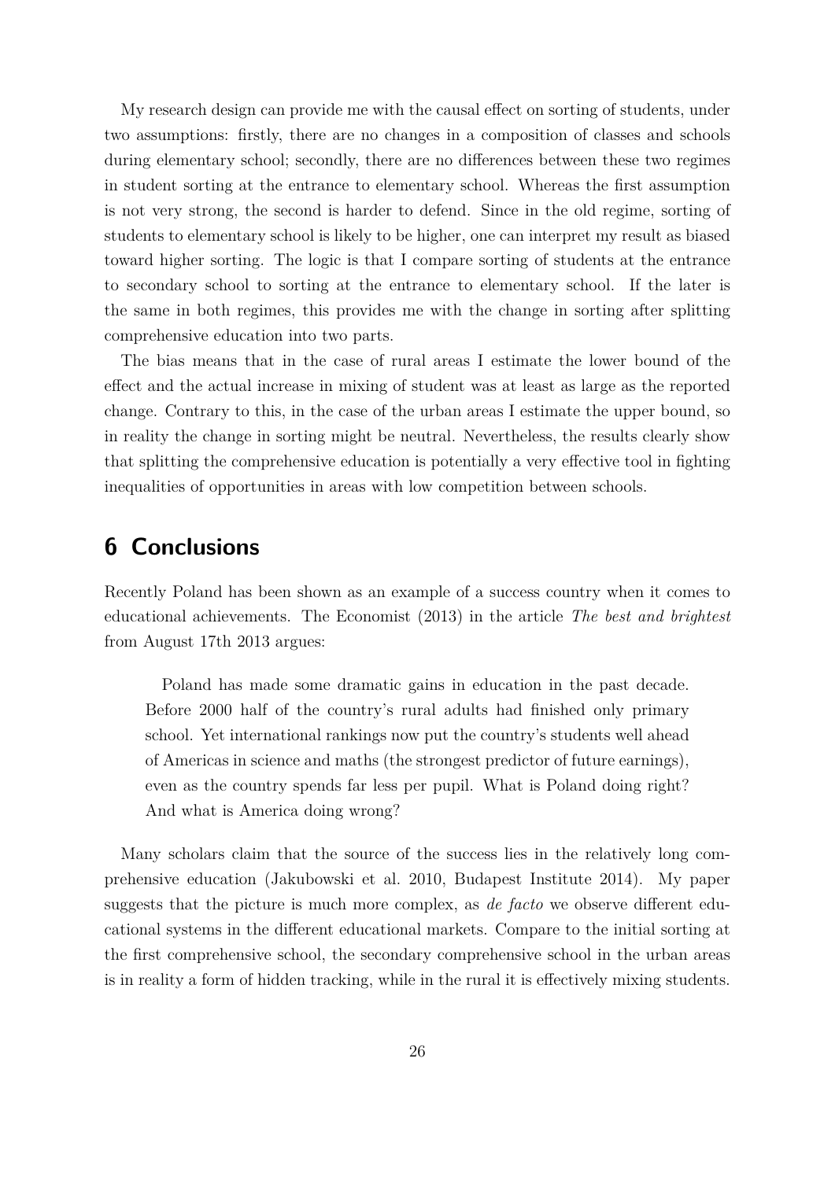My research design can provide me with the causal effect on sorting of students, under two assumptions: firstly, there are no changes in a composition of classes and schools during elementary school; secondly, there are no differences between these two regimes in student sorting at the entrance to elementary school. Whereas the first assumption is not very strong, the second is harder to defend. Since in the old regime, sorting of students to elementary school is likely to be higher, one can interpret my result as biased toward higher sorting. The logic is that I compare sorting of students at the entrance to secondary school to sorting at the entrance to elementary school. If the later is the same in both regimes, this provides me with the change in sorting after splitting comprehensive education into two parts.

The bias means that in the case of rural areas I estimate the lower bound of the effect and the actual increase in mixing of student was at least as large as the reported change. Contrary to this, in the case of the urban areas I estimate the upper bound, so in reality the change in sorting might be neutral. Nevertheless, the results clearly show that splitting the comprehensive education is potentially a very effective tool in fighting inequalities of opportunities in areas with low competition between schools.

# 6 Conclusions

Recently Poland has been shown as an example of a success country when it comes to educational achievements. The Economist (2013) in the article *The best and brightest* from August 17th 2013 argues:

> Poland has made some dramatic gains in education in the past decade. Before 2000 half of the country's rural adults had finished only primary school. Yet international rankings now put the country's students well ahead of Americas in science and maths (the strongest predictor of future earnings), even as the country spends far less per pupil. What is Poland doing right? And what is America doing wrong?

Many scholars claim that the source of the success lies in the relatively long comprehensive education (Jakubowski et al. 2010, Budapest Institute 2014). My paper suggests that the picture is much more complex, as *de facto* we observe different educational systems in the different educational markets. Compare to the initial sorting at the first comprehensive school, the secondary comprehensive school in the urban areas is in reality a form of hidden tracking, while in the rural it is effectively mixing students.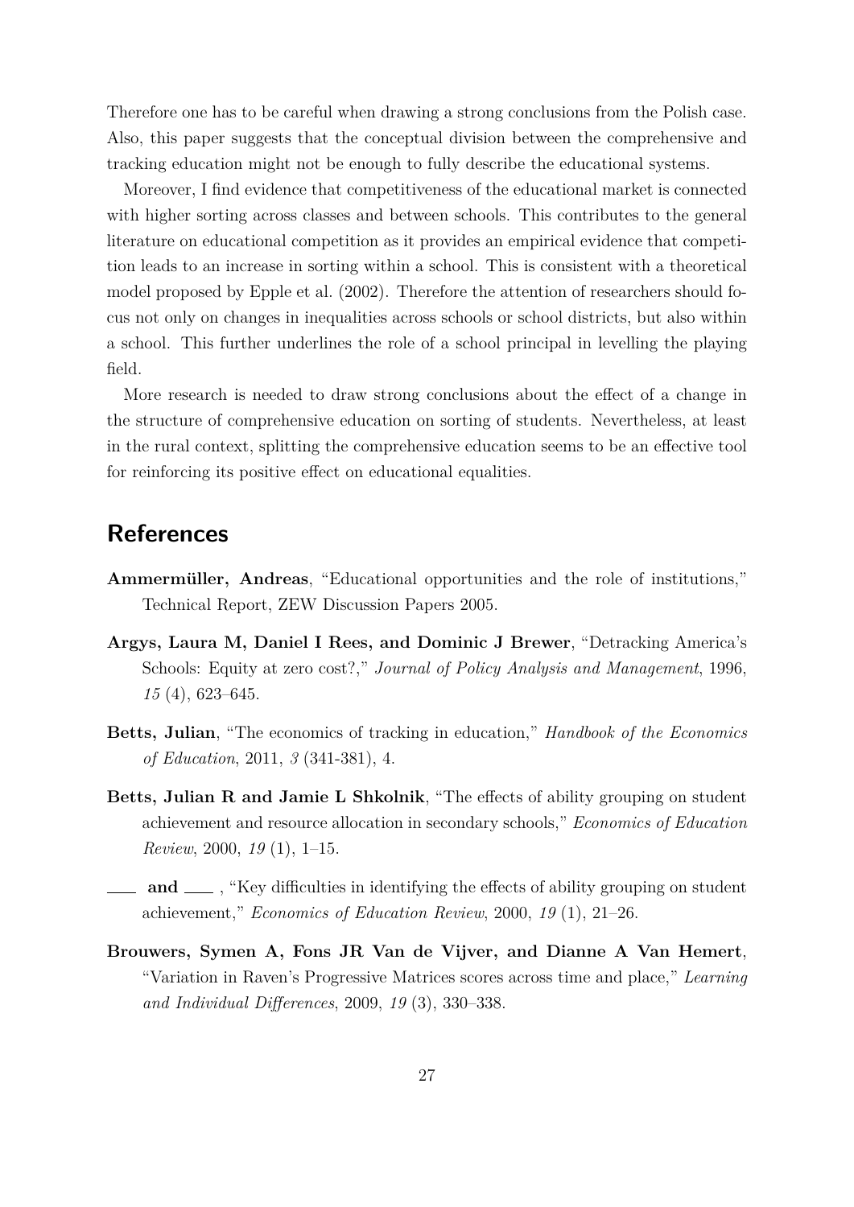Therefore one has to be careful when drawing a strong conclusions from the Polish case. Also, this paper suggests that the conceptual division between the comprehensive and tracking education might not be enough to fully describe the educational systems.

Moreover, I find evidence that competitiveness of the educational market is connected with higher sorting across classes and between schools. This contributes to the general literature on educational competition as it provides an empirical evidence that competition leads to an increase in sorting within a school. This is consistent with a theoretical model proposed by Epple et al. (2002). Therefore the attention of researchers should focus not only on changes in inequalities across schools or school districts, but also within a school. This further underlines the role of a school principal in levelling the playing field.

More research is needed to draw strong conclusions about the effect of a change in the structure of comprehensive education on sorting of students. Nevertheless, at least in the rural context, splitting the comprehensive education seems to be an effective tool for reinforcing its positive effect on educational equalities.

## References

**Ammermüller, Andreas**, "Educational opportunities and the role of institutions," Technical Report, ZEW Discussion Papers 2005.

**Argys, Laura M, Daniel I Rees, and Dominic J Brewer**, "Detracking America's Schools: Equity at zero cost?," *Journal of Policy Analysis and Management*, 1996, *15* (4), 623–645.

**Betts, Julian**, "The economics of tracking in education," *Handbook of the Economics of Education*, 2011, *3* (341-381), 4.

**Betts, Julian R and Jamie L Shkolnik**, "The effects of ability grouping on student achievement and resource allocation in secondary schools," *Economics of Education Review*, 2000, *19* (1), 1–15.

**\_\_\_ and \_\_\_** , "Key difficulties in identifying the effects of ability grouping on student achievement," *Economics of Education Review*, 2000, *19* (1), 21–26.

**Brouwers, Symen A, Fons JR Van de Vijver, and Dianne A Van Hemert**, "Variation in Raven's Progressive Matrices scores across time and place," *Learning and Individual Differences*, 2009, *19* (3), 330–338.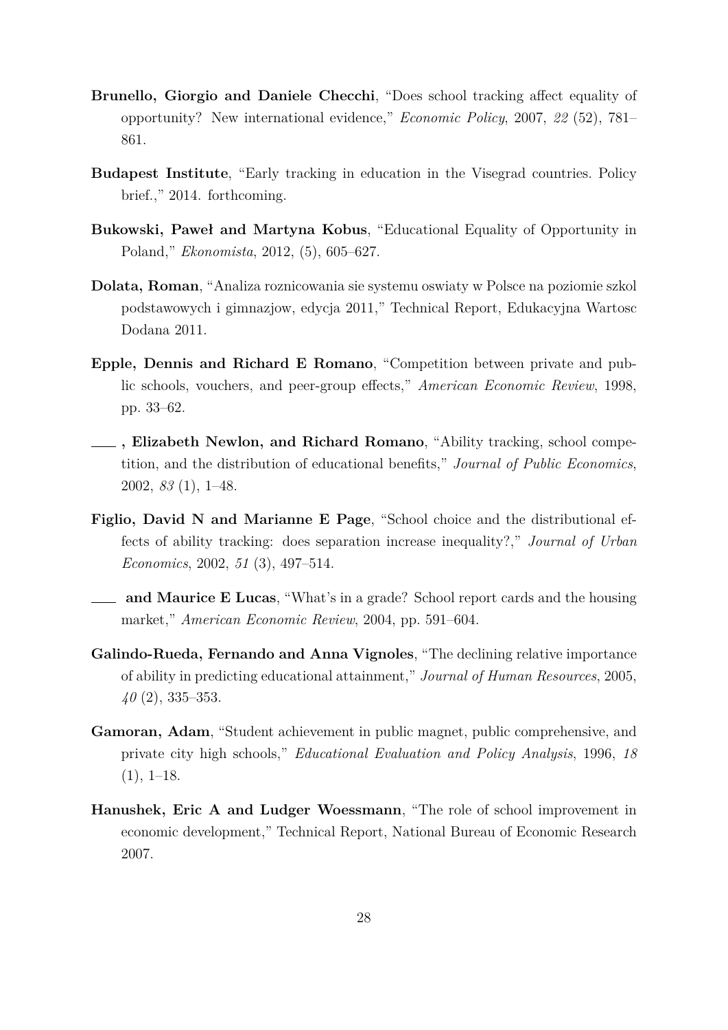**Brunello, Giorgio and Daniele Checchi**, "Does school tracking affect equality of opportunity? New international evidence," *Economic Policy*, 2007, *22* (52), 781–861.

**Budapest Institute**, "Early tracking in education in the Visegrad countries. Policy brief.," 2014. forthcoming.

**Bukowski, Paweł and Martyna Kobus**, "Educational Equality of Opportunity in Poland," *Ekonomista*, 2012, (5), 605–627.

**Dolata, Roman**, "Analiza roznicowania sie systemu oswiaty w Polsce na poziomie szkol podstawowych i gimnazjow, edycja 2011," Technical Report, Edukacyjna Wartosc Dodana 2011.

**Epple, Dennis and Richard E Romano**, "Competition between private and public schools, vouchers, and peer-group effects," *American Economic Review*, 1998, pp. 33–62.

**\_\_\_\_ , Elizabeth Newlon, and Richard Romano**, "Ability tracking, school competition, and the distribution of educational benefits," *Journal of Public Economics*, 2002, *83* (1), 1–48.

**Figlio, David N and Marianne E Page**, "School choice and the distributional effects of ability tracking: does separation increase inequality?," *Journal of Urban Economics*, 2002, *51* (3), 497–514.

**\_\_\_\_ and Maurice E Lucas**, "What's in a grade? School report cards and the housing market," *American Economic Review*, 2004, pp. 591–604.

**Galindo-Rueda, Fernando and Anna Vignoles**, "The declining relative importance of ability in predicting educational attainment," *Journal of Human Resources*, 2005, *40* (2), 335–353.

**Gamoran, Adam**, "Student achievement in public magnet, public comprehensive, and private city high schools," *Educational Evaluation and Policy Analysis*, 1996, *18* (1), 1–18.

**Hanushek, Eric A and Ludger Woessmann**, "The role of school improvement in economic development," Technical Report, National Bureau of Economic Research 2007.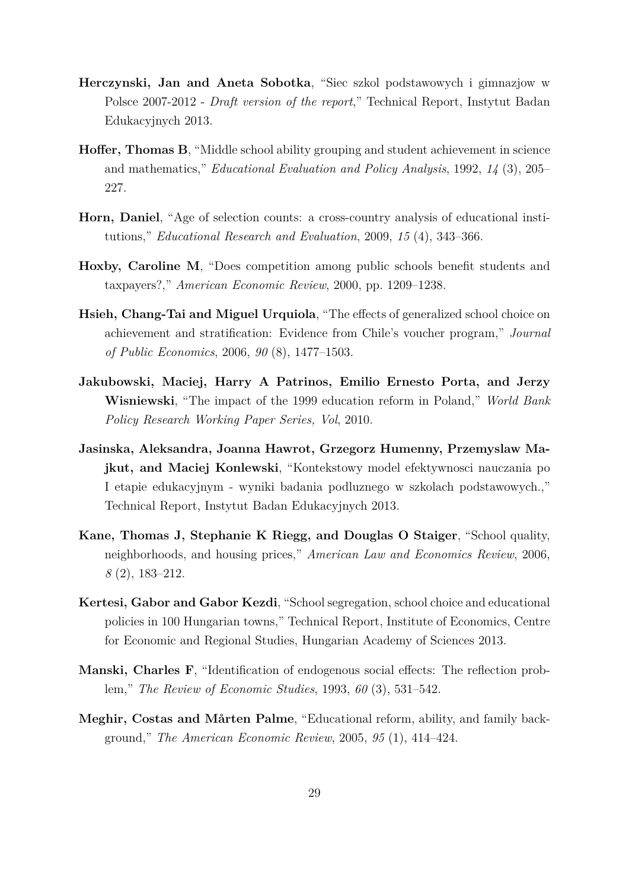**Herczynski, Jan and Aneta Sobotka**, "Siec szkol podstawowych i gimnazjow w Polsce 2007-2012 - *Draft version of the report*," Technical Report, Instytut Badan Edukacyjnych 2013.

**Hoffer, Thomas B**, "Middle school ability grouping and student achievement in science and mathematics," *Educational Evaluation and Policy Analysis*, 1992, *14* (3), 205–227.

**Horn, Daniel**, "Age of selection counts: a cross-country analysis of educational institutions," *Educational Research and Evaluation*, 2009, *15* (4), 343–366.

**Hoxby, Caroline M**, "Does competition among public schools benefit students and taxpayers?," *American Economic Review*, 2000, pp. 1209–1238.

**Hsieh, Chang-Tai and Miguel Urquiola**, "The effects of generalized school choice on achievement and stratification: Evidence from Chile's voucher program," *Journal of Public Economics*, 2006, *90* (8), 1477–1503.

**Jakubowski, Maciej, Harry A Patrinos, Emilio Ernesto Porta, and Jerzy Wisniewski**, "The impact of the 1999 education reform in Poland," *World Bank Policy Research Working Paper Series, Vol*, 2010.

**Jasinska, Aleksandra, Joanna Hawrot, Grzegorz Humenny, Przemyslaw Majkut, and Maciej Konlewski**, "Kontekstowy model efektywnosci nauczania po I etapie edukacyjnym - wyniki badania podluznego w szkolach podstawowych.," Technical Report, Instytut Badan Edukacyjnych 2013.

**Kane, Thomas J, Stephanie K Riegg, and Douglas O Staiger**, "School quality, neighborhoods, and housing prices," *American Law and Economics Review*, 2006, *8* (2), 183–212.

**Kertesi, Gabor and Gabor Kezdi**, "School segregation, school choice and educational policies in 100 Hungarian towns," Technical Report, Institute of Economics, Centre for Economic and Regional Studies, Hungarian Academy of Sciences 2013.

**Manski, Charles F**, "Identification of endogenous social effects: The reflection problem," *The Review of Economic Studies*, 1993, *60* (3), 531–542.

**Meghir, Costas and Mårten Palme**, "Educational reform, ability, and family background," *The American Economic Review*, 2005, *95* (1), 414–424.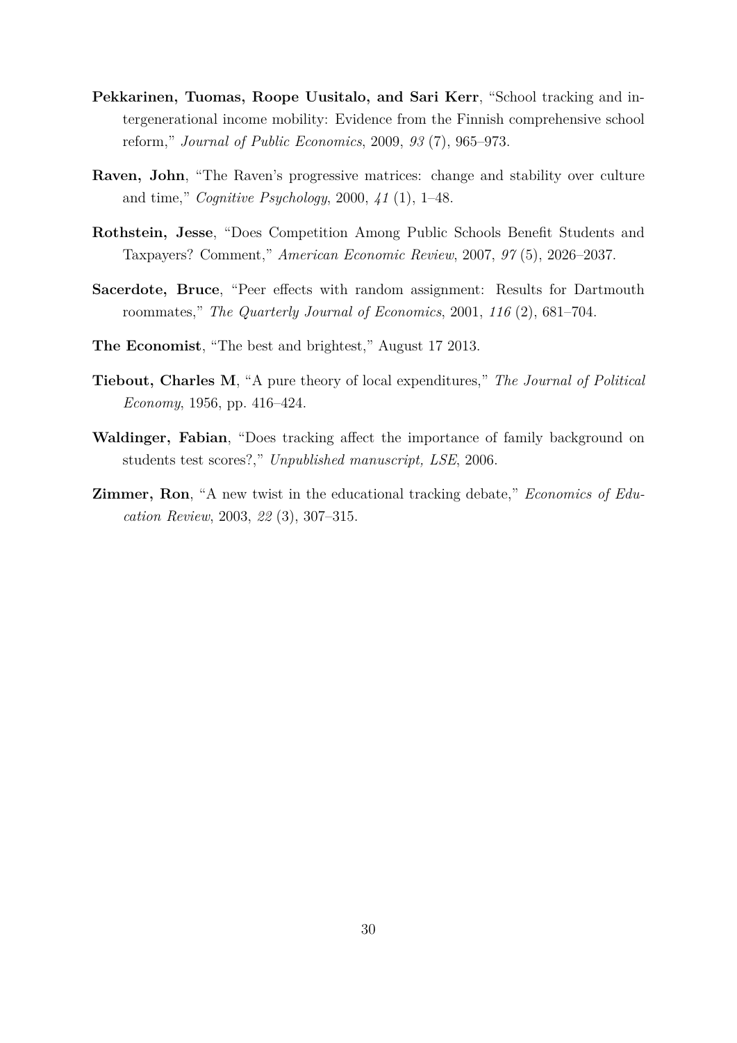**Pekkarinen, Tuomas, Roope Uusitalo, and Sari Kerr**, "School tracking and intergenerational income mobility: Evidence from the Finnish comprehensive school reform," *Journal of Public Economics*, 2009, *93* (7), 965–973.

**Raven, John**, "The Raven's progressive matrices: change and stability over culture and time," *Cognitive Psychology*, 2000, *41* (1), 1–48.

**Rothstein, Jesse**, "Does Competition Among Public Schools Benefit Students and Taxpayers? Comment," *American Economic Review*, 2007, *97* (5), 2026–2037.

**Sacerdote, Bruce**, "Peer effects with random assignment: Results for Dartmouth roommates," *The Quarterly Journal of Economics*, 2001, *116* (2), 681–704.

**The Economist**, "The best and brightest," August 17 2013.

**Tiebout, Charles M**, "A pure theory of local expenditures," *The Journal of Political Economy*, 1956, pp. 416–424.

**Waldinger, Fabian**, "Does tracking affect the importance of family background on students test scores?," *Unpublished manuscript, LSE*, 2006.

**Zimmer, Ron**, "A new twist in the educational tracking debate," *Economics of Education Review*, 2003, *22* (3), 307–315.